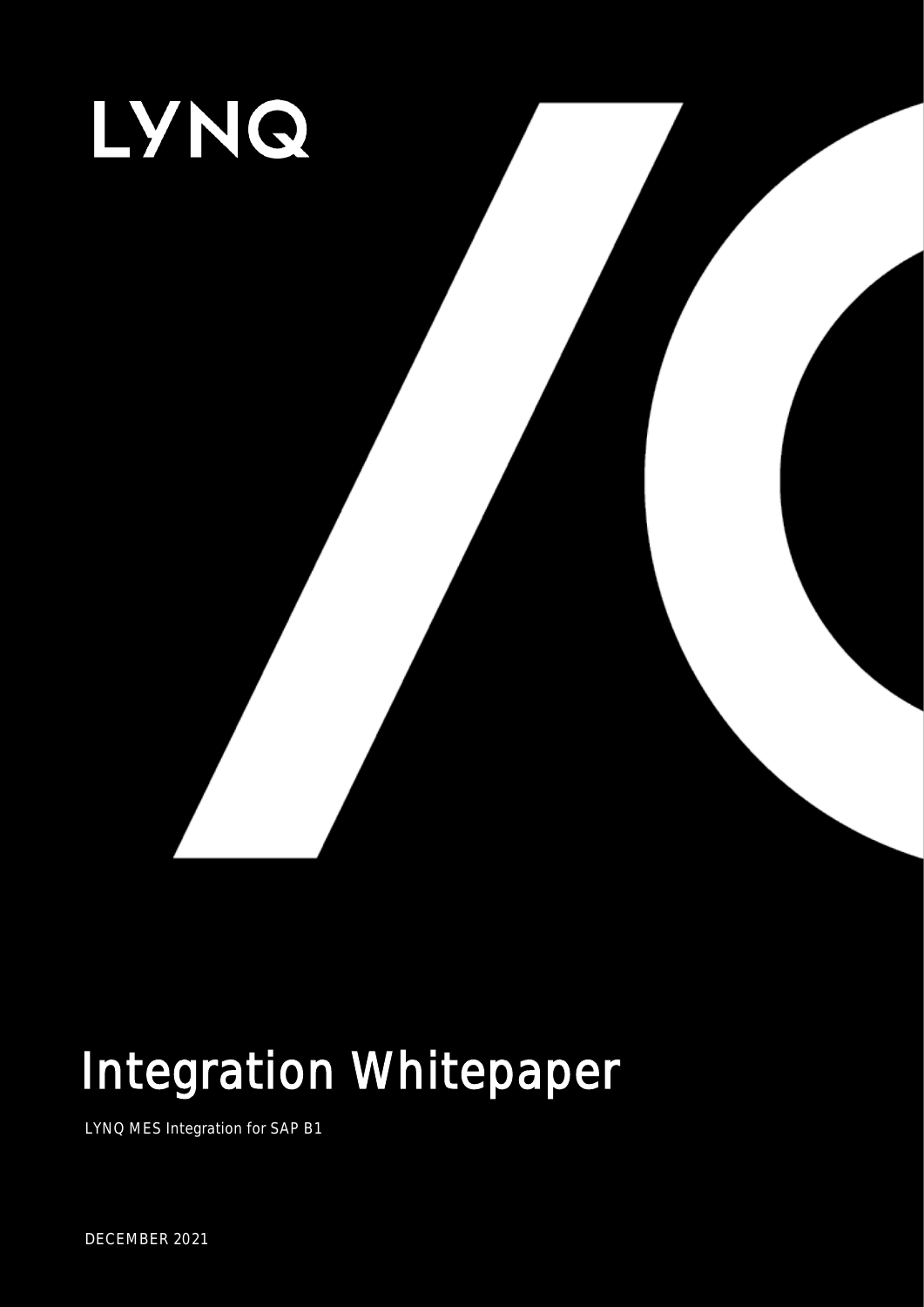LYNQ

# Integration Whitepaper

LYNQ MES Integration for SAP B1

DECEMBER 2021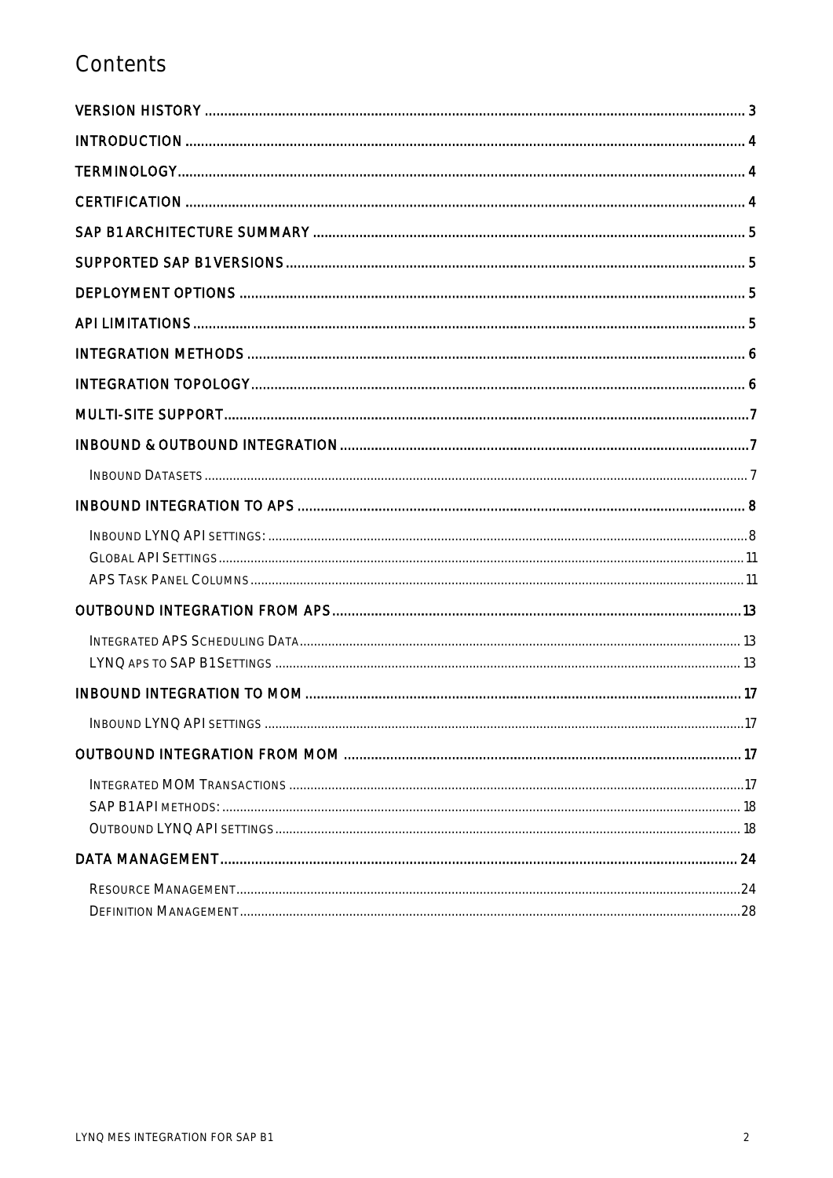# Contents

VERSION HISTORY ..................................................................................................................................... 3

INTRODUCTION ......................................................................................................................................... 4

TERMINOLOGY............................................................................................................................................ 4

CERTIFICATION .......................................................................................................................................... 4

SAP B1 ARCHITECTURE SUMMARY .......................................................................................................... 5

SUPPORTED SAP B1 VERSIONS ................................................................................................................. 5

DEPLOYMENT OPTIONS ............................................................................................................................. 5

API LIMITATIONS ........................................................................................................................................ 5

INTEGRATION METHODS ........................................................................................................................... 6

INTEGRATION TOPOLOGY.......................................................................................................................... 6

MULTI-SITE SUPPORT.................................................................................................................................. 7

INBOUND & OUTBOUND INTEGRATION ..................................................................................................... 7

- INBOUND DATASETS ........................................................................................................................................... 7

INBOUND INTEGRATION TO APS ................................................................................................................ 8

- INBOUND LYNQ API SETTINGS: ........................................................................................................................ 8
- GLOBAL API SETTINGS ..................................................................................................................................... 11
- APS TASK PANEL COLUMNS ............................................................................................................................ 11

OUTBOUND INTEGRATION FROM APS ....................................................................................................... 13

- INTEGRATED APS SCHEDULING DATA ............................................................................................................... 13
- LYNQ APS TO SAP B1 SETTINGS ..................................................................................................................... 13

INBOUND INTEGRATION TO MOM ............................................................................................................. 17

- INBOUND LYNQ API SETTINGS ......................................................................................................................... 17

OUTBOUND INTEGRATION FROM MOM .................................................................................................... 17

- INTEGRATED MOM TRANSACTIONS .................................................................................................................. 17
- SAP B1 API METHODS: .................................................................................................................................... 18
- OUTBOUND LYNQ API SETTINGS ..................................................................................................................... 18

DATA MANAGEMENT.................................................................................................................................. 24

- RESOURCE MANAGEMENT................................................................................................................................ 24
- DEFINITION MANAGEMENT............................................................................................................................... 28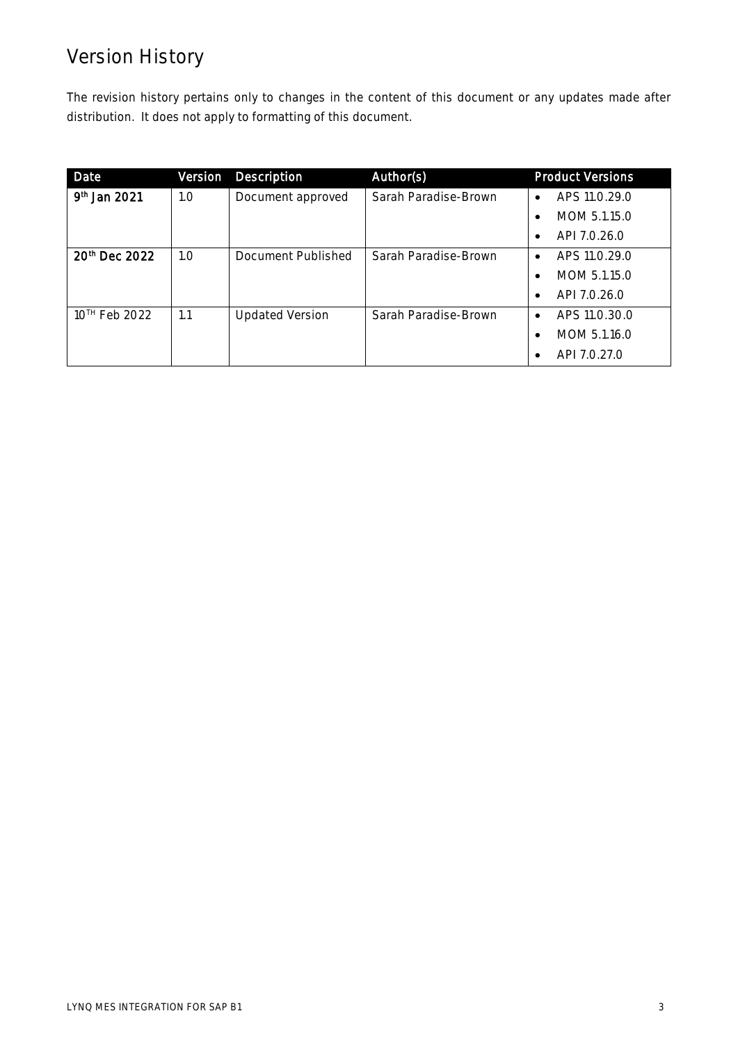# Version History

The revision history pertains only to changes in the content of this document or any updates made after distribution. It does not apply to formatting of this document.

| Date | Version | Description | Author(s) | Product Versions |
|---|---|---|---|---|
| **9th Jan 2021** | 1.0 | Document approved | Sarah Paradise-Brown | • APS 11.0.29.0<br>• MOM 5.1.15.0<br>• API 7.0.26.0 |
| **20th Dec 2022** | 1.0 | Document Published | Sarah Paradise-Brown | • APS 11.0.29.0<br>• MOM 5.1.15.0<br>• API 7.0.26.0 |
| 10TH Feb 2022 | 1.1 | Updated Version | Sarah Paradise-Brown | • APS 11.0.30.0<br>• MOM 5.1.16.0<br>• API 7.0.27.0 |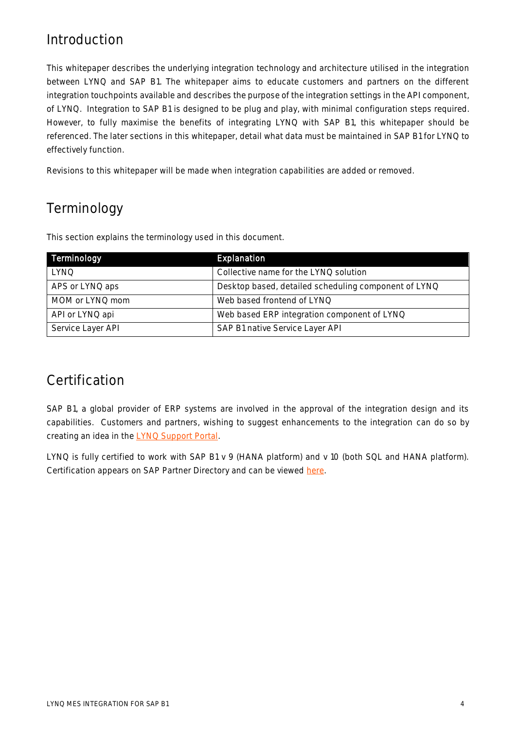# Introduction

This whitepaper describes the underlying integration technology and architecture utilised in the integration between LYNQ and SAP B1. The whitepaper aims to educate customers and partners on the different integration touchpoints available and describes the purpose of the integration settings in the API component, of LYNQ. Integration to SAP B1 is designed to be plug and play, with minimal configuration steps required. However, to fully maximise the benefits of integrating LYNQ with SAP B1, this whitepaper should be referenced. The later sections in this whitepaper, detail what data must be maintained in SAP B1 for LYNQ to effectively function.

Revisions to this whitepaper will be made when integration capabilities are added or removed.

# Terminology

This section explains the terminology used in this document.

| Terminology | Explanation |
|---|---|
| LYNQ | Collective name for the LYNQ solution |
| APS or LYNQ aps | Desktop based, detailed scheduling component of LYNQ |
| MOM or LYNQ mom | Web based frontend of LYNQ |
| API or LYNQ api | Web based ERP integration component of LYNQ |
| Service Layer API | SAP B1 native Service Layer API |

# Certification

SAP B1, a global provider of ERP systems are involved in the approval of the integration design and its capabilities. Customers and partners, wishing to suggest enhancements to the integration can do so by creating an idea in the LYNQ Support Portal.

LYNQ is fully certified to work with SAP B1 v 9 (HANA platform) and v 10 (both SQL and HANA platform). Certification appears on SAP Partner Directory and can be viewed here.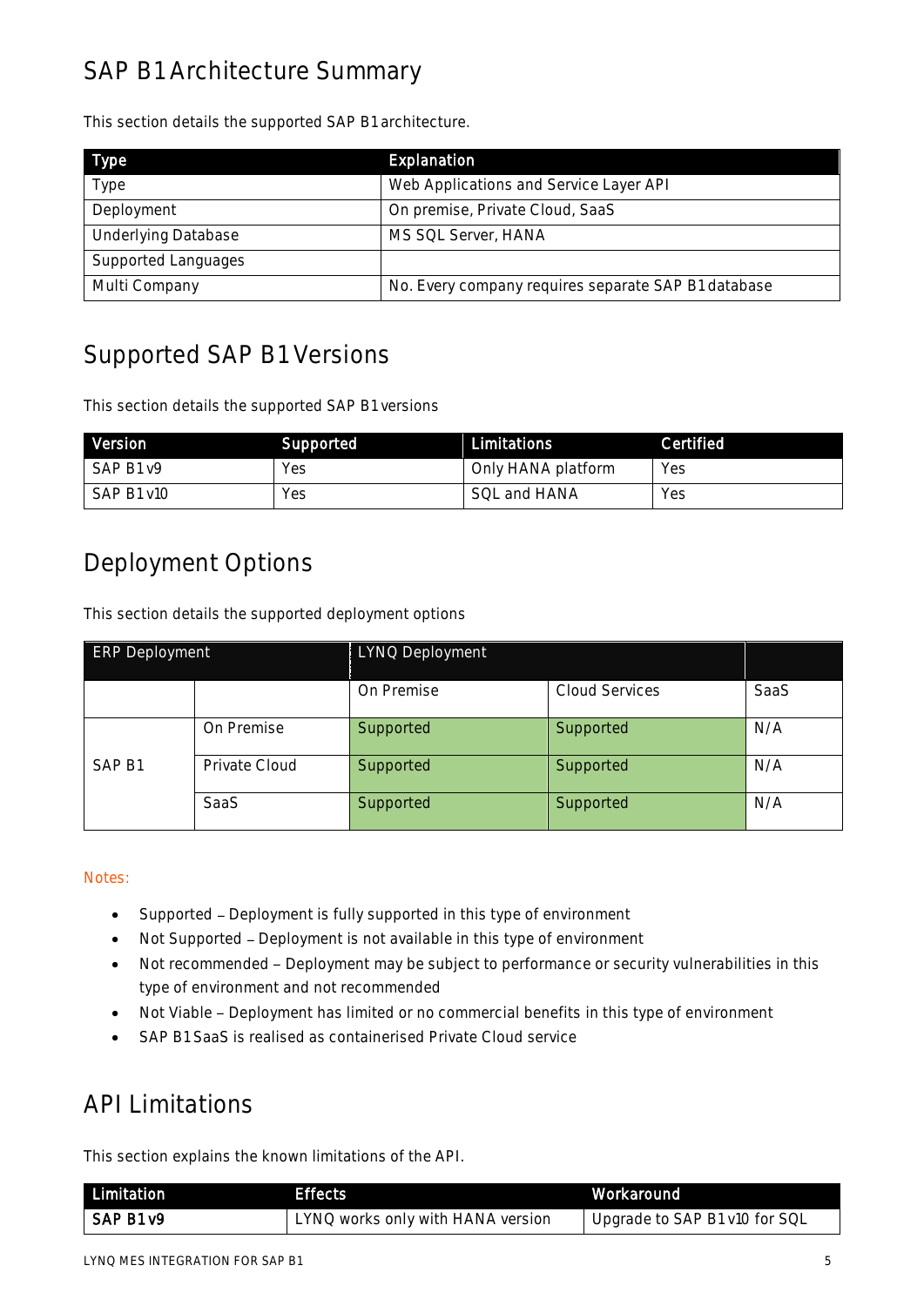## SAP B1 Architecture Summary

This section details the supported SAP B1 architecture.

| Type | Explanation |
| --- | --- |
| Type | Web Applications and Service Layer API |
| Deployment | On premise, Private Cloud, SaaS |
| Underlying Database | MS SQL Server, HANA |
| Supported Languages | |
| Multi Company | No. Every company requires separate SAP B1 database |

## Supported SAP B1 Versions

This section details the supported SAP B1 versions

| Version | Supported | Limitations | Certified |
| --- | --- | --- | --- |
| SAP B1 v9 | Yes | Only HANA platform | Yes |
| SAP B1 v10 | Yes | SQL and HANA | Yes |

## Deployment Options

This section details the supported deployment options

| ERP Deployment | | LYNQ Deployment | | |
| --- | --- | --- | --- | --- |
| | | On Premise | Cloud Services | SaaS |
| SAP B1 | On Premise | Supported | Supported | N/A |
| | Private Cloud | Supported | Supported | N/A |
| | SaaS | Supported | Supported | N/A |

Notes:

- Supported – Deployment is fully supported in this type of environment
- Not Supported – Deployment is not available in this type of environment
- Not recommended – Deployment may be subject to performance or security vulnerabilities in this type of environment and not recommended
- Not Viable – Deployment has limited or no commercial benefits in this type of environment
- SAP B1 SaaS is realised as containerised Private Cloud service

## API Limitations

This section explains the known limitations of the API.

| Limitation | Effects | Workaround |
| --- | --- | --- |
| **SAP B1 v9** | LYNQ works only with HANA version | Upgrade to SAP B1 v10 for SQL |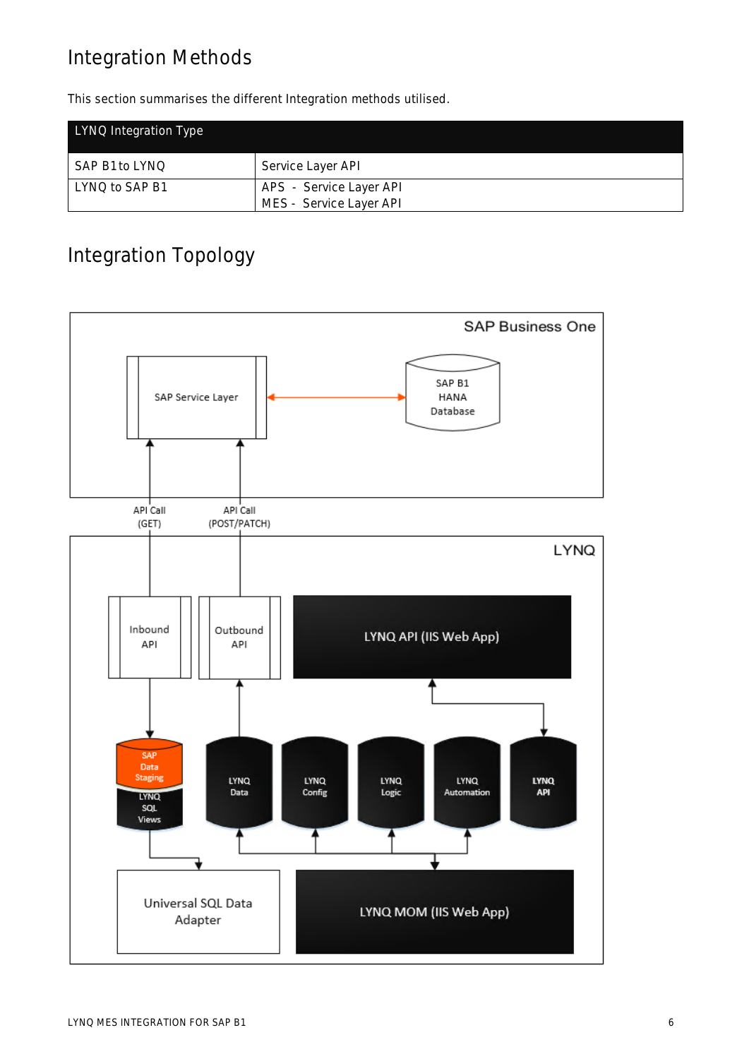## Integration Methods

This section summarises the different Integration methods utilised.

| LYNQ Integration Type | |
|---|---|
| SAP B1to LYNQ | Service Layer API |
| LYNQ to SAP B1 | APS - Service Layer API<br>MES - Service Layer API |

## Integration Topology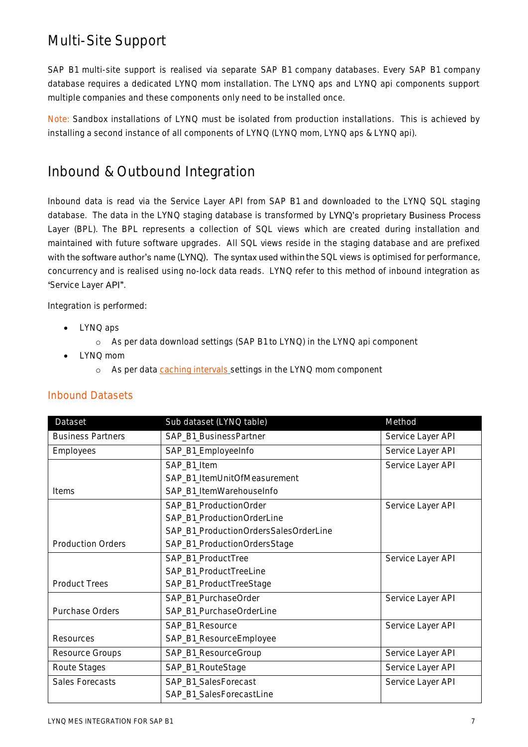# Multi-Site Support

SAP B1 multi-site support is realised via separate SAP B1 company databases. Every SAP B1 company database requires a dedicated LYNQ mom installation. The LYNQ aps and LYNQ api components support multiple companies and these components only need to be installed once.

Note: Sandbox installations of LYNQ must be isolated from production installations. This is achieved by installing a second instance of all components of LYNQ (LYNQ mom, LYNQ aps & LYNQ api).

# Inbound & Outbound Integration

Inbound data is read via the Service Layer API from SAP B1 and downloaded to the LYNQ SQL staging database. The data in the LYNQ staging database is transformed by LYNQ's proprietary Business Process Layer (BPL). The BPL represents a collection of SQL views which are created during installation and maintained with future software upgrades. All SQL views reside in the staging database and are prefixed with the software author's name (LYNQ). The syntax used within the SQL views is optimised for performance, concurrency and is realised using no-lock data reads. LYNQ refer to this method of inbound integration as 'Service Layer API".

Integration is performed:

- LYNQ aps
  - As per data download settings (SAP B1 to LYNQ) in the LYNQ api component
- LYNQ mom
  - As per data caching intervals settings in the LYNQ mom component

## Inbound Datasets

| Dataset | Sub dataset (LYNQ table) | Method |
|---|---|---|
| Business Partners | SAP_B1_BusinessPartner | Service Layer API |
| Employees | SAP_B1_EmployeeInfo | Service Layer API |
| Items | SAP_B1_Item<br>SAP_B1_ItemUnitOfMeasurement<br>SAP_B1_ItemWarehouseInfo | Service Layer API |
| Production Orders | SAP_B1_ProductionOrder<br>SAP_B1_ProductionOrderLine<br>SAP_B1_ProductionOrdersSalesOrderLine<br>SAP_B1_ProductionOrdersStage | Service Layer API |
| Product Trees | SAP_B1_ProductTree<br>SAP_B1_ProductTreeLine<br>SAP_B1_ProductTreeStage | Service Layer API |
| Purchase Orders | SAP_B1_PurchaseOrder<br>SAP_B1_PurchaseOrderLine | Service Layer API |
| Resources | SAP_B1_Resource<br>SAP_B1_ResourceEmployee | Service Layer API |
| Resource Groups | SAP_B1_ResourceGroup | Service Layer API |
| Route Stages | SAP_B1_RouteStage | Service Layer API |
| Sales Forecasts | SAP_B1_SalesForecast<br>SAP_B1_SalesForecastLine | Service Layer API |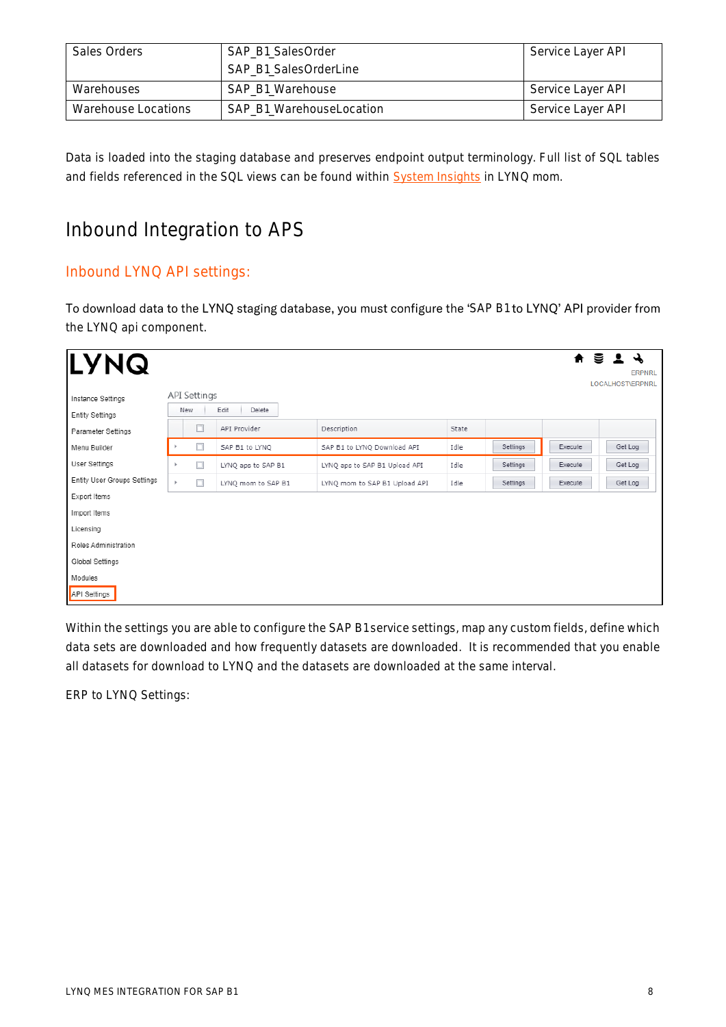| Sales Orders | SAP_B1_SalesOrder<br>SAP_B1_SalesOrderLine | Service Layer API |
|---|---|---|
| Warehouses | SAP_B1_Warehouse | Service Layer API |
| Warehouse Locations | SAP_B1_WarehouseLocation | Service Layer API |

Data is loaded into the staging database and preserves endpoint output terminology. Full list of SQL tables and fields referenced in the SQL views can be found within System Insights in LYNQ mom.

# Inbound Integration to APS

## Inbound LYNQ API settings:

To download data to the LYNQ staging database, you must configure the 'SAP B1to LYNQ' API provider from the LYNQ api component.

Within the settings you are able to configure the SAP B1service settings, map any custom fields, define which data sets are downloaded and how frequently datasets are downloaded. It is recommended that you enable all datasets for download to LYNQ and the datasets are downloaded at the same interval.

ERP to LYNQ Settings: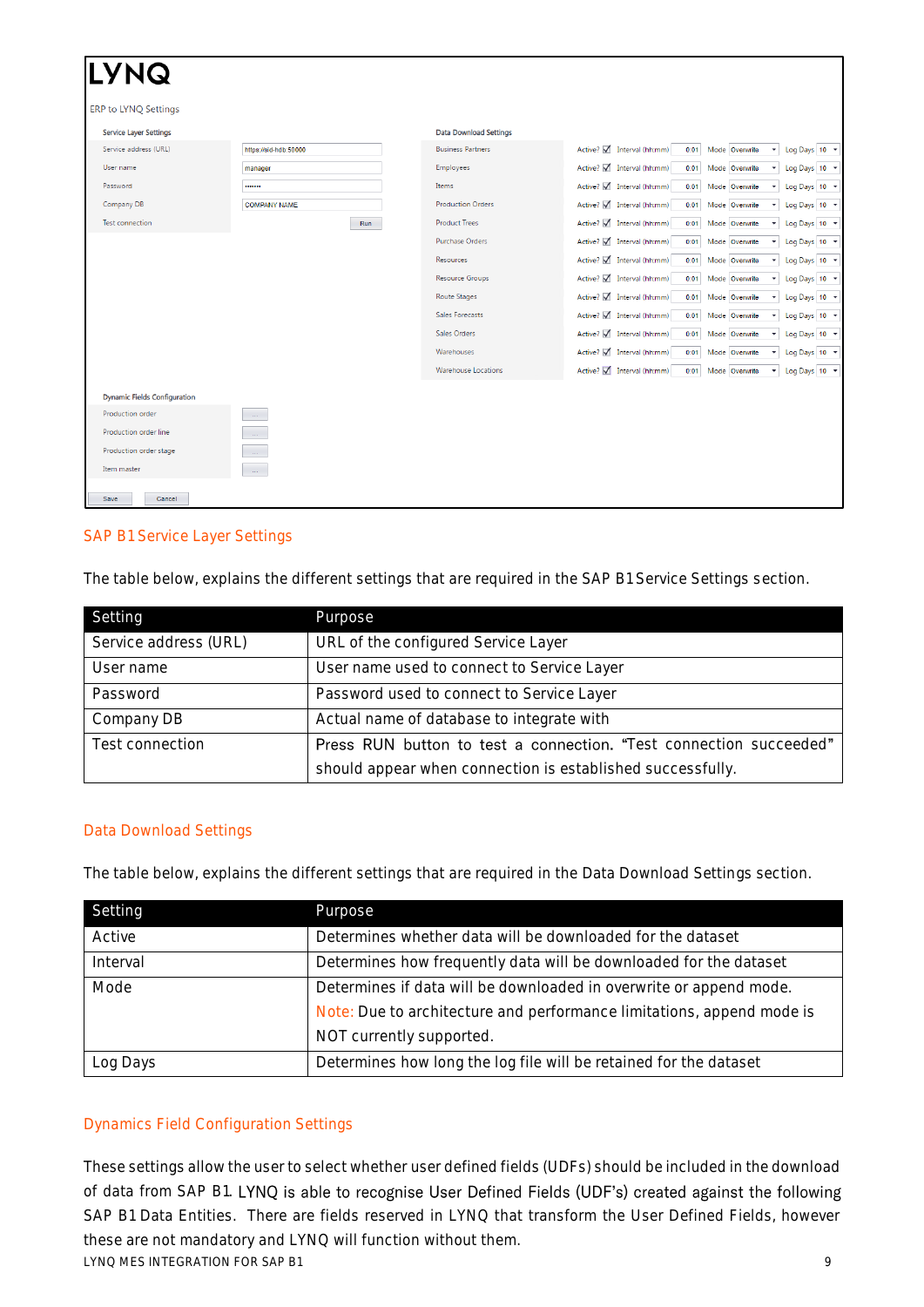## SAP B1 Service Layer Settings

The table below, explains the different settings that are required in the SAP B1 Service Settings section.

| Setting | Purpose |
|---|---|
| Service address (URL) | URL of the configured Service Layer |
| User name | User name used to connect to Service Layer |
| Password | Password used to connect to Service Layer |
| Company DB | Actual name of database to integrate with |
| Test connection | Press RUN button to test a connection. "Test connection succeeded" should appear when connection is established successfully. |

## Data Download Settings

The table below, explains the different settings that are required in the Data Download Settings section.

| Setting | Purpose |
|---|---|
| Active | Determines whether data will be downloaded for the dataset |
| Interval | Determines how frequently data will be downloaded for the dataset |
| Mode | Determines if data will be downloaded in overwrite or append mode. Note: Due to architecture and performance limitations, append mode is NOT currently supported. |
| Log Days | Determines how long the log file will be retained for the dataset |

## Dynamics Field Configuration Settings

These settings allow the user to select whether user defined fields (UDFs) should be included in the download of data from SAP B1. LYNQ is able to recognise User Defined Fields (UDF's) created against the following SAP B1 Data Entities. There are fields reserved in LYNQ that transform the User Defined Fields, however these are not mandatory and LYNQ will function without them.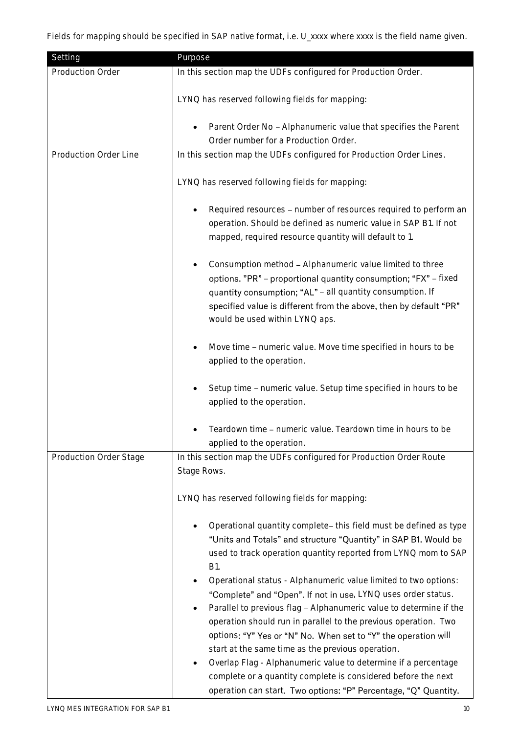Fields for mapping should be specified in SAP native format, i.e. U_xxxx where xxxx is the field name given.

| Setting | Purpose |
|---|---|
| Production Order | In this section map the UDFs configured for Production Order.<br><br>LYNQ has reserved following fields for mapping:<br><br>• Parent Order No – Alphanumeric value that specifies the Parent Order number for a Production Order. |
| Production Order Line | In this section map the UDFs configured for Production Order Lines.<br><br>LYNQ has reserved following fields for mapping:<br><br>• Required resources – number of resources required to perform an operation. Should be defined as numeric value in SAP B1. If not mapped, required resource quantity will default to 1.<br><br>• Consumption method – Alphanumeric value limited to three options. "PR" – proportional quantity consumption; "FX" – fixed quantity consumption; "AL" – all quantity consumption. If specified value is different from the above, then by default "PR" would be used within LYNQ aps.<br><br>• Move time – numeric value. Move time specified in hours to be applied to the operation.<br><br>• Setup time – numeric value. Setup time specified in hours to be applied to the operation.<br><br>• Teardown time – numeric value. Teardown time in hours to be applied to the operation. |
| Production Order Stage | In this section map the UDFs configured for Production Order Route Stage Rows.<br><br>LYNQ has reserved following fields for mapping:<br><br>• Operational quantity complete– this field must be defined as type "Units and Totals" and structure "Quantity" in SAP B1. Would be used to track operation quantity reported from LYNQ mom to SAP B1.<br>• Operational status - Alphanumeric value limited to two options: "Complete" and "Open". If not in use, LYNQ uses order status.<br>• Parallel to previous flag – Alphanumeric value to determine if the operation should run in parallel to the previous operation. Two options: "Y" Yes or "N" No. When set to "Y" the operation will start at the same time as the previous operation.<br>• Overlap Flag - Alphanumeric value to determine if a percentage complete or a quantity complete is considered before the next operation can start. Two options: "P" Percentage, "Q" Quantity. |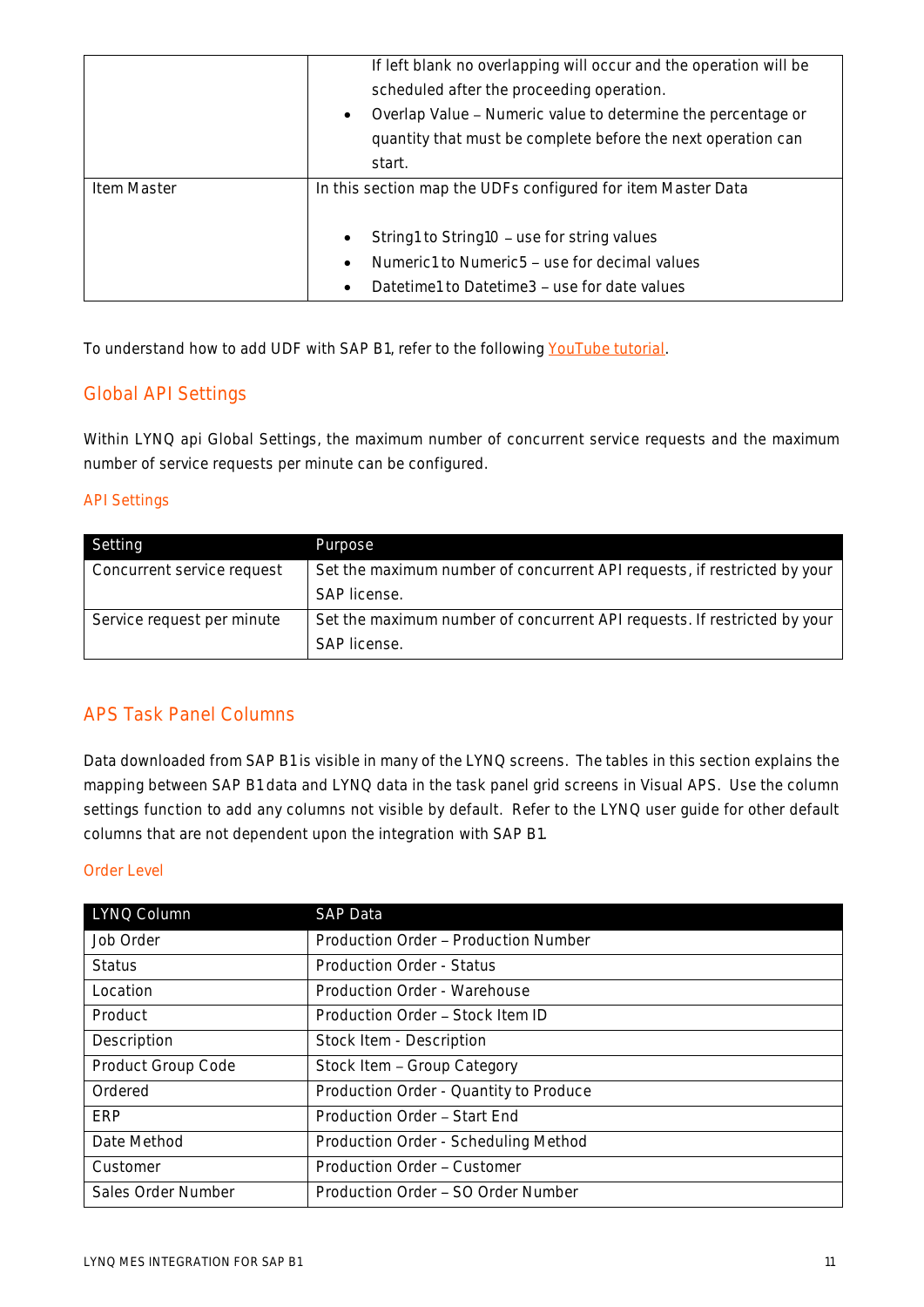|  |  If left blank no overlapping will occur and the operation will be scheduled after the proceeding operation.<br>• Overlap Value – Numeric value to determine the percentage or quantity that must be complete before the next operation can start. |
|---|---|
| Item Master | In this section map the UDFs configured for item Master Data<br><br>• String1 to String10 – use for string values<br>• Numeric1 to Numeric5 – use for decimal values<br>• Datetime1 to Datetime3 – use for date values |

To understand how to add UDF with SAP B1, refer to the following YouTube tutorial.

## Global API Settings

Within LYNQ api Global Settings, the maximum number of concurrent service requests and the maximum number of service requests per minute can be configured.

### API Settings

| Setting | Purpose |
|---|---|
| Concurrent service request | Set the maximum number of concurrent API requests, if restricted by your SAP license. |
| Service request per minute | Set the maximum number of concurrent API requests. If restricted by your SAP license. |

## APS Task Panel Columns

Data downloaded from SAP B1 is visible in many of the LYNQ screens. The tables in this section explains the mapping between SAP B1 data and LYNQ data in the task panel grid screens in Visual APS. Use the column settings function to add any columns not visible by default. Refer to the LYNQ user guide for other default columns that are not dependent upon the integration with SAP B1.

### Order Level

| LYNQ Column | SAP Data |
|---|---|
| Job Order | Production Order – Production Number |
| Status | Production Order - Status |
| Location | Production Order - Warehouse |
| Product | Production Order – Stock Item ID |
| Description | Stock Item - Description |
| Product Group Code | Stock Item – Group Category |
| Ordered | Production Order - Quantity to Produce |
| ERP | Production Order – Start End |
| Date Method | Production Order - Scheduling Method |
| Customer | Production Order – Customer |
| Sales Order Number | Production Order – SO Order Number |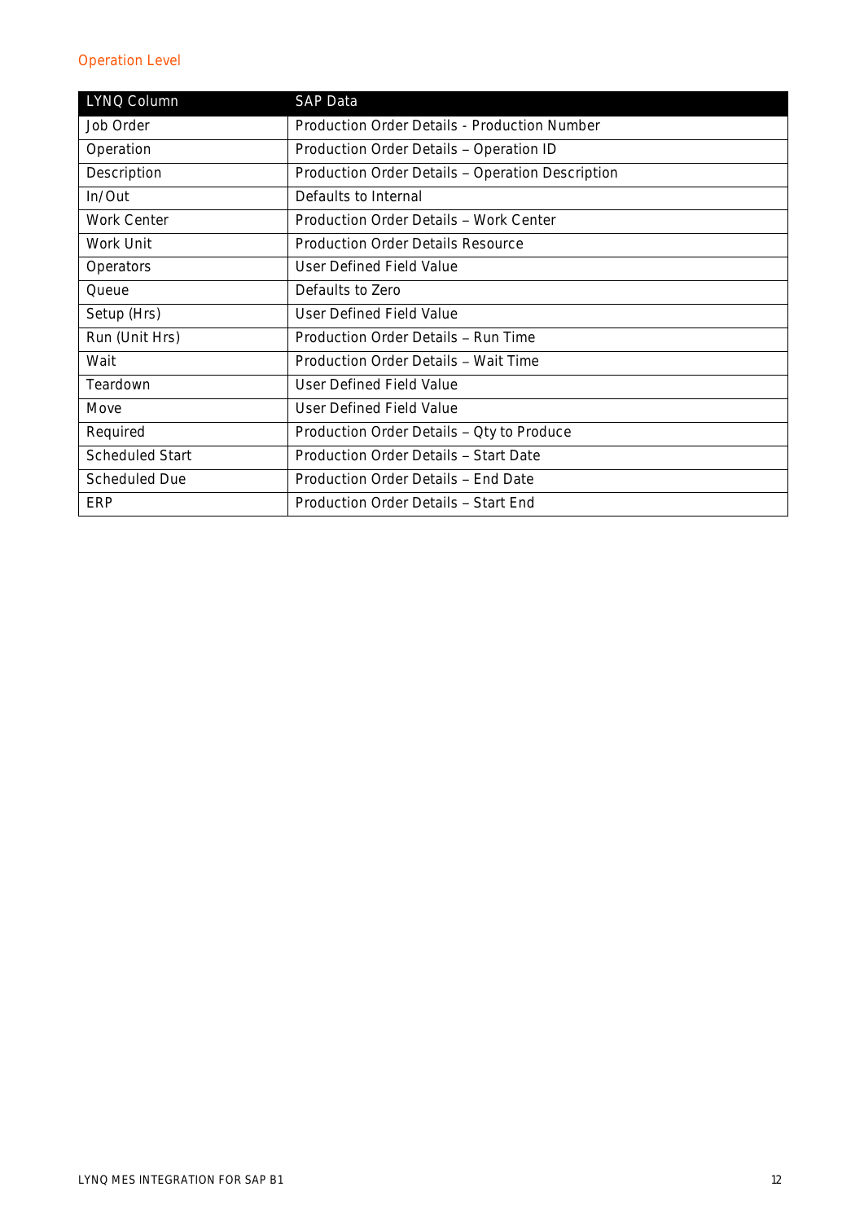### Operation Level

| LYNQ Column | SAP Data |
| --- | --- |
| Job Order | Production Order Details - Production Number |
| Operation | Production Order Details – Operation ID |
| Description | Production Order Details – Operation Description |
| In/Out | Defaults to Internal |
| Work Center | Production Order Details – Work Center |
| Work Unit | Production Order Details Resource |
| Operators | User Defined Field Value |
| Queue | Defaults to Zero |
| Setup (Hrs) | User Defined Field Value |
| Run (Unit Hrs) | Production Order Details – Run Time |
| Wait | Production Order Details – Wait Time |
| Teardown | User Defined Field Value |
| Move | User Defined Field Value |
| Required | Production Order Details – Qty to Produce |
| Scheduled Start | Production Order Details – Start Date |
| Scheduled Due | Production Order Details – End Date |
| ERP | Production Order Details – Start End |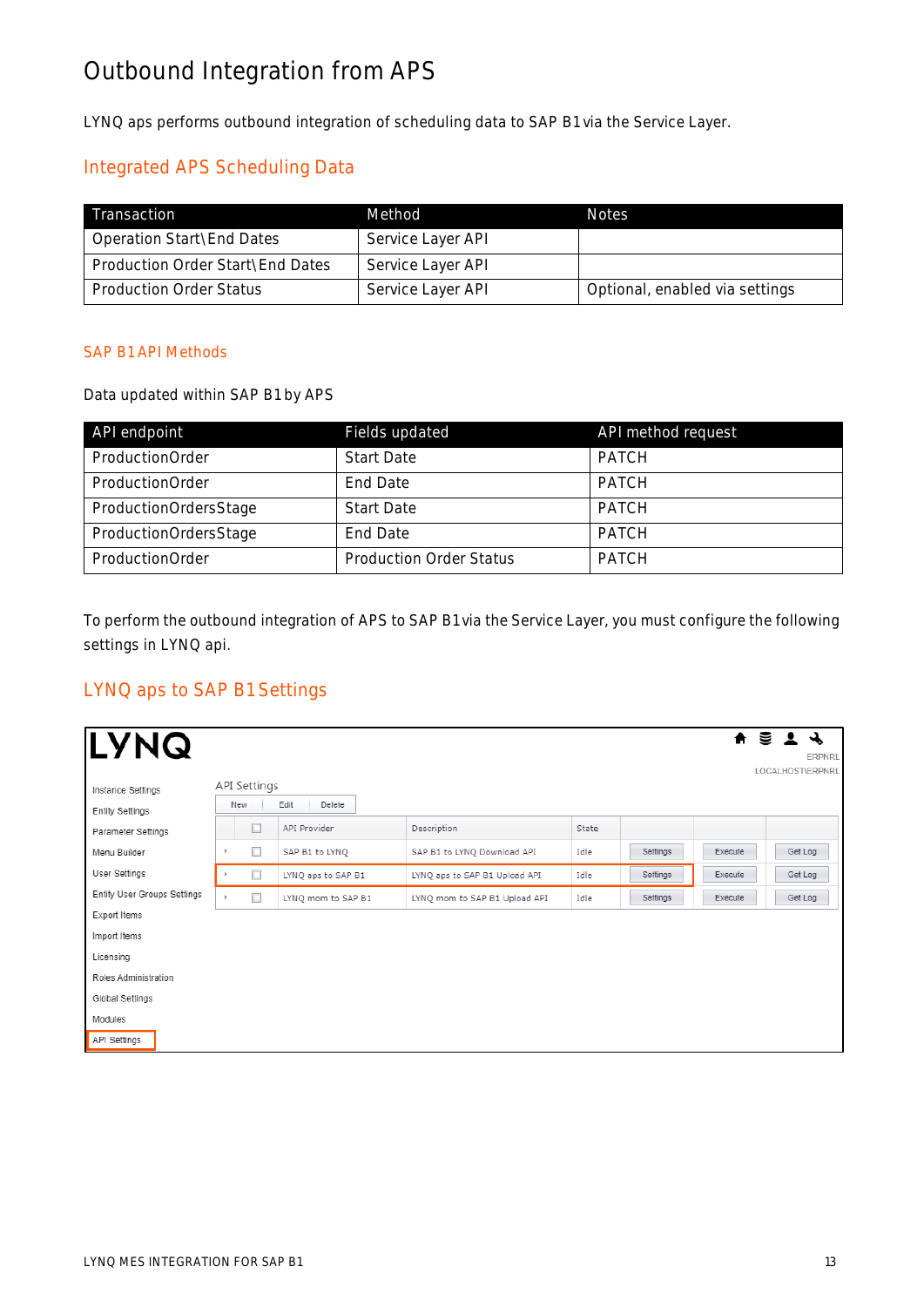# Outbound Integration from APS

LYNQ aps performs outbound integration of scheduling data to SAP B1 via the Service Layer.

## Integrated APS Scheduling Data

| Transaction | Method | Notes |
| --- | --- | --- |
| Operation Start\End Dates | Service Layer API | |
| Production Order Start\End Dates | Service Layer API | |
| Production Order Status | Service Layer API | Optional, enabled via settings |

### SAP B1 API Methods

Data updated within SAP B1 by APS

| API endpoint | Fields updated | API method request |
| --- | --- | --- |
| ProductionOrder | Start Date | PATCH |
| ProductionOrder | End Date | PATCH |
| ProductionOrdersStage | Start Date | PATCH |
| ProductionOrdersStage | End Date | PATCH |
| ProductionOrder | Production Order Status | PATCH |

To perform the outbound integration of APS to SAP B1 via the Service Layer, you must configure the following settings in LYNQ api.

## LYNQ aps to SAP B1 Settings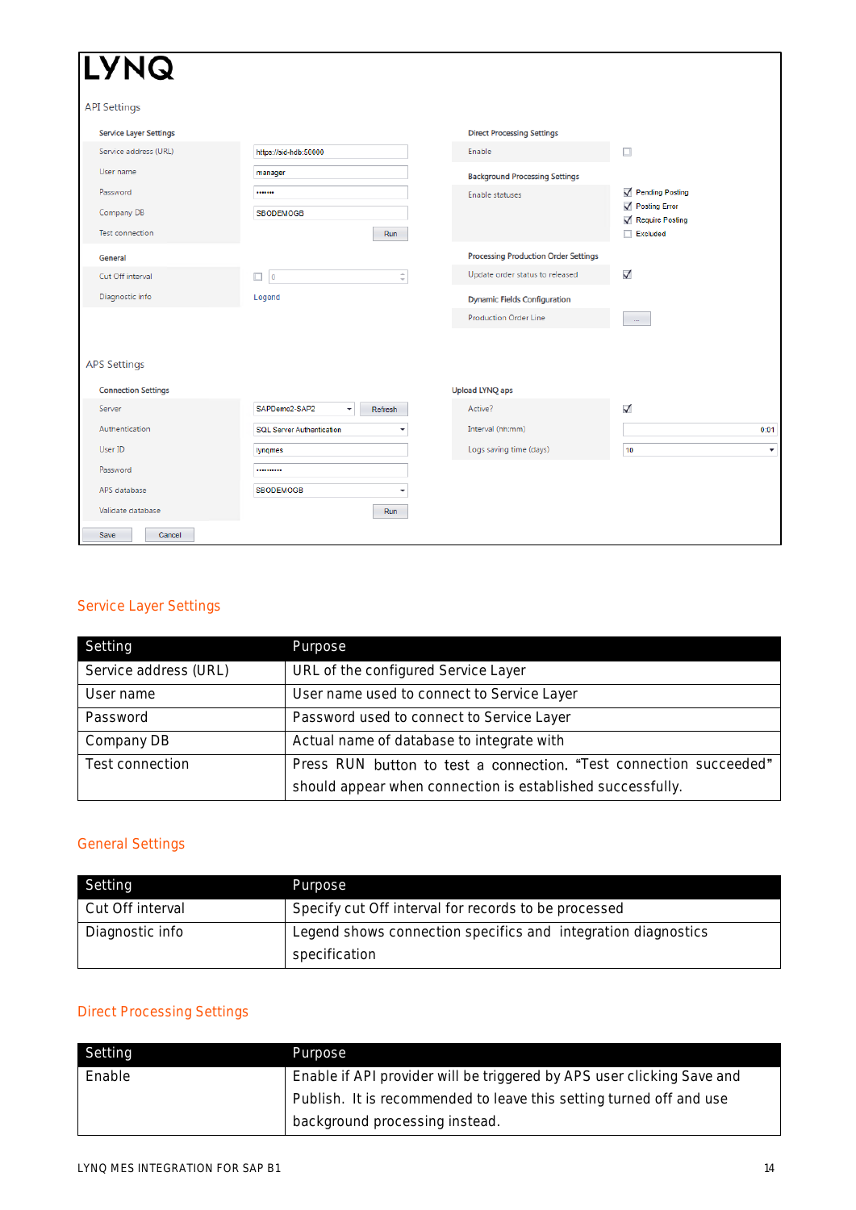## Service Layer Settings

| Setting | Purpose |
|---|---|
| Service address (URL) | URL of the configured Service Layer |
| User name | User name used to connect to Service Layer |
| Password | Password used to connect to Service Layer |
| Company DB | Actual name of database to integrate with |
| Test connection | Press RUN button to test a connection. "Test connection succeeded" should appear when connection is established successfully. |

## General Settings

| Setting | Purpose |
|---|---|
| Cut Off interval | Specify cut Off interval for records to be processed |
| Diagnostic info | Legend shows connection specifics and integration diagnostics specification |

## Direct Processing Settings

| Setting | Purpose |
|---|---|
| Enable | Enable if API provider will be triggered by APS user clicking Save and Publish. It is recommended to leave this setting turned off and use background processing instead. |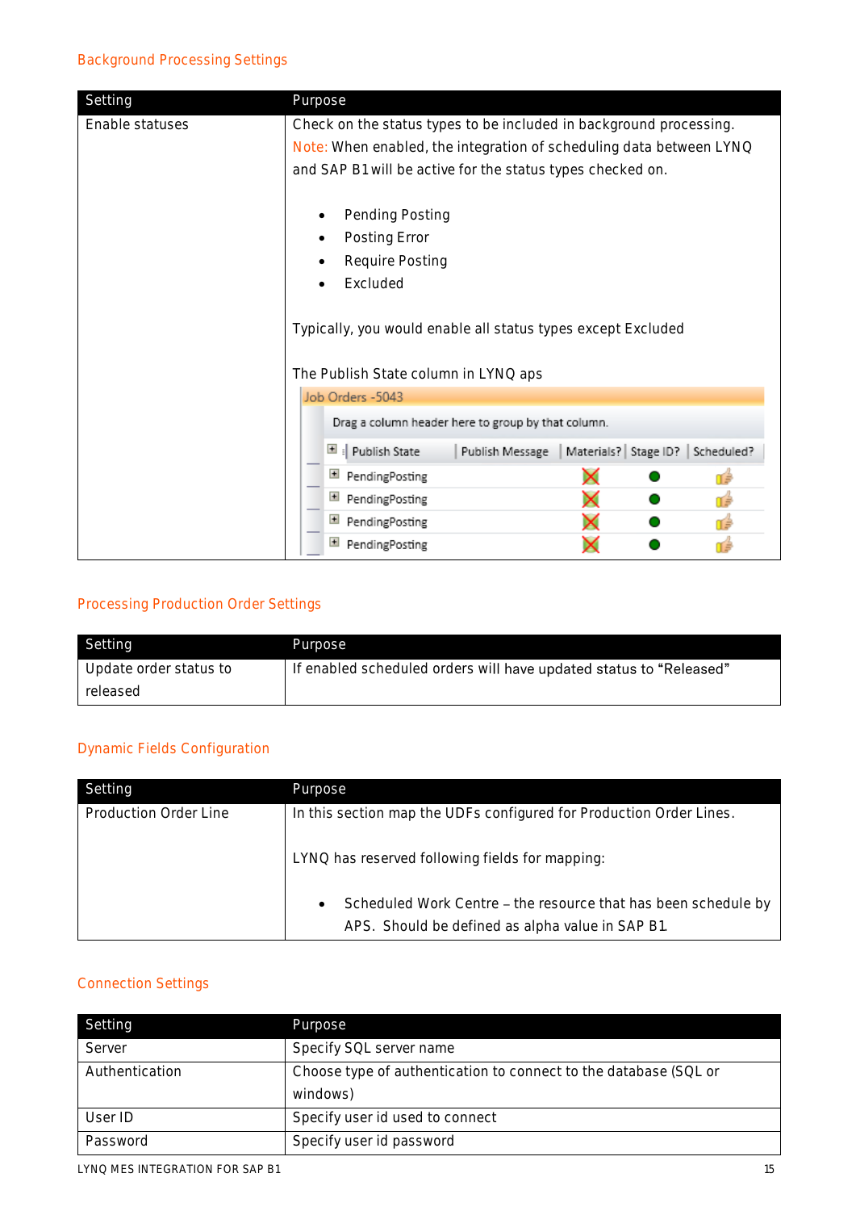### Background Processing Settings

| Setting | Purpose |
|---|---|
| Enable statuses | Check on the status types to be included in background processing. Note: When enabled, the integration of scheduling data between LYNQ and SAP B1 will be active for the status types checked on.<br><br>• Pending Posting<br>• Posting Error<br>• Require Posting<br>• Excluded<br><br>Typically, you would enable all status types except Excluded<br><br>The Publish State column in LYNQ aps |

### Processing Production Order Settings

| Setting | Purpose |
|---|---|
| Update order status to released | If enabled scheduled orders will have updated status to "Released" |

### Dynamic Fields Configuration

| Setting | Purpose |
|---|---|
| Production Order Line | In this section map the UDFs configured for Production Order Lines.<br><br>LYNQ has reserved following fields for mapping:<br><br>• Scheduled Work Centre – the resource that has been schedule by APS. Should be defined as alpha value in SAP B1. |

### Connection Settings

| Setting | Purpose |
|---|---|
| Server | Specify SQL server name |
| Authentication | Choose type of authentication to connect to the database (SQL or windows) |
| User ID | Specify user id used to connect |
| Password | Specify user id password |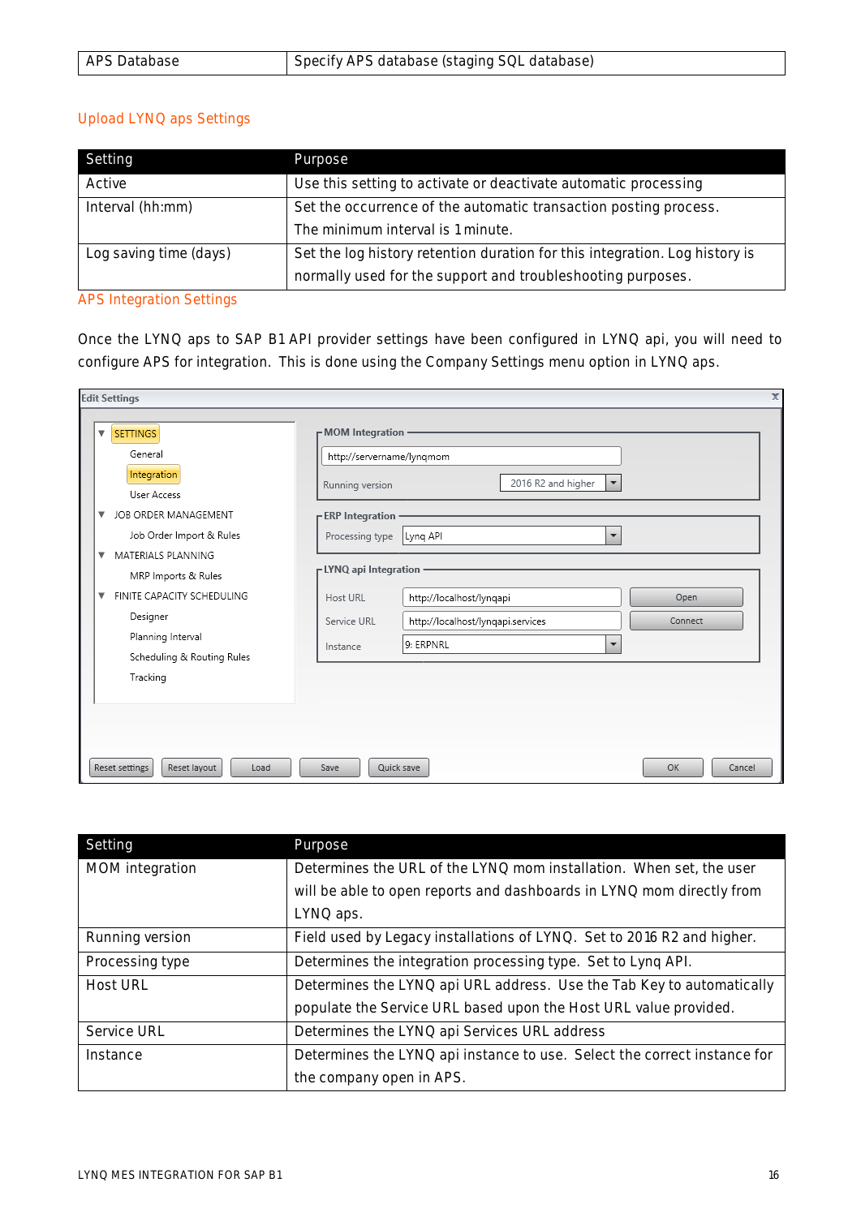| APS Database | Specify APS database (staging SQL database) |
|---|---|

## Upload LYNQ aps Settings

| Setting | Purpose |
|---|---|
| Active | Use this setting to activate or deactivate automatic processing |
| Interval (hh:mm) | Set the occurrence of the automatic transaction posting process. The minimum interval is 1 minute. |
| Log saving time (days) | Set the log history retention duration for this integration. Log history is normally used for the support and troubleshooting purposes. |

## APS Integration Settings

Once the LYNQ aps to SAP B1 API provider settings have been configured in LYNQ api, you will need to configure APS for integration. This is done using the Company Settings menu option in LYNQ aps.

| Setting | Purpose |
|---|---|
| MOM integration | Determines the URL of the LYNQ mom installation. When set, the user will be able to open reports and dashboards in LYNQ mom directly from LYNQ aps. |
| Running version | Field used by Legacy installations of LYNQ. Set to 2016 R2 and higher. |
| Processing type | Determines the integration processing type. Set to Lynq API. |
| Host URL | Determines the LYNQ api URL address. Use the Tab Key to automatically populate the Service URL based upon the Host URL value provided. |
| Service URL | Determines the LYNQ api Services URL address |
| Instance | Determines the LYNQ api instance to use. Select the correct instance for the company open in APS. |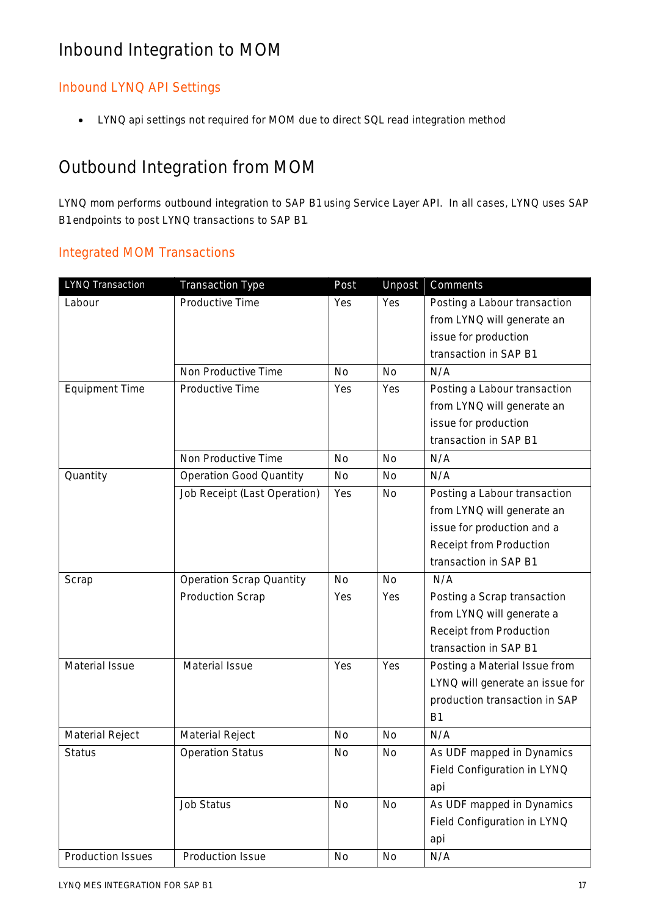# Inbound Integration to MOM

## Inbound LYNQ API Settings

- LYNQ api settings not required for MOM due to direct SQL read integration method

# Outbound Integration from MOM

LYNQ mom performs outbound integration to SAP B1 using Service Layer API. In all cases, LYNQ uses SAP B1 endpoints to post LYNQ transactions to SAP B1.

## Integrated MOM Transactions

| LYNQ Transaction | Transaction Type | Post | Unpost | Comments |
|---|---|---|---|---|
| Labour | Productive Time | Yes | Yes | Posting a Labour transaction from LYNQ will generate an issue for production transaction in SAP B1 |
| | Non Productive Time | No | No | N/A |
| Equipment Time | Productive Time | Yes | Yes | Posting a Labour transaction from LYNQ will generate an issue for production transaction in SAP B1 |
| | Non Productive Time | No | No | N/A |
| Quantity | Operation Good Quantity | No | No | N/A |
| | Job Receipt (Last Operation) | Yes | No | Posting a Labour transaction from LYNQ will generate an issue for production and a Receipt from Production transaction in SAP B1 |
| Scrap | Operation Scrap Quantity | No | No | N/A |
| | Production Scrap | Yes | Yes | Posting a Scrap transaction from LYNQ will generate a Receipt from Production transaction in SAP B1 |
| Material Issue | Material Issue | Yes | Yes | Posting a Material Issue from LYNQ will generate an issue for production transaction in SAP B1 |
| Material Reject | Material Reject | No | No | N/A |
| Status | Operation Status | No | No | As UDF mapped in Dynamics Field Configuration in LYNQ api |
| | Job Status | No | No | As UDF mapped in Dynamics Field Configuration in LYNQ api |
| Production Issues | Production Issue | No | No | N/A |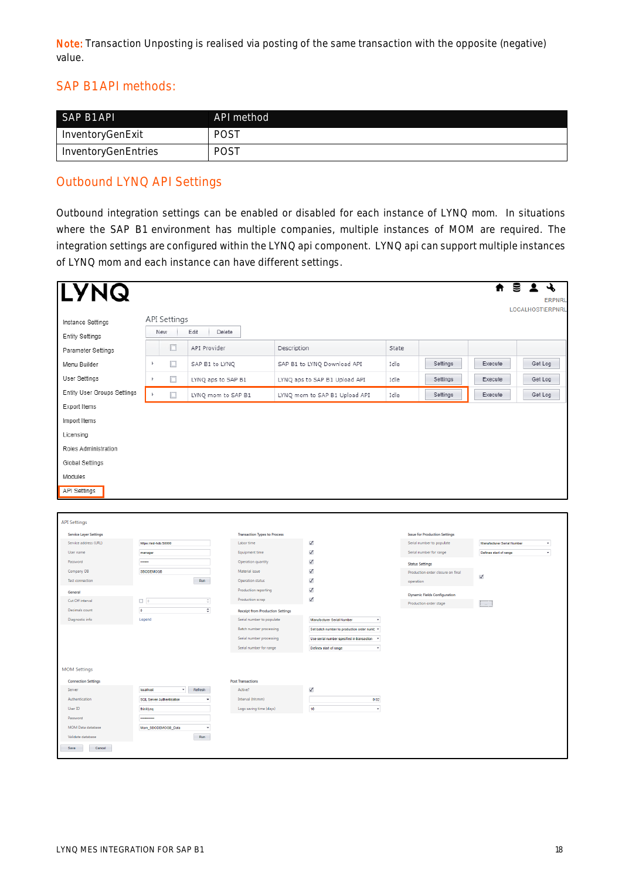**Note:** Transaction Unposting is realised via posting of the same transaction with the opposite (negative) value.

## SAP B1API methods:

| SAP B1API | API method |
| --- | --- |
| InventoryGenExit | POST |
| InventoryGenEntries | POST |

## Outbound LYNQ API Settings

Outbound integration settings can be enabled or disabled for each instance of LYNQ mom. In situations where the SAP B1 environment has multiple companies, multiple instances of MOM are required. The integration settings are configured within the LYNQ api component. LYNQ api can support multiple instances of LYNQ mom and each instance can have different settings.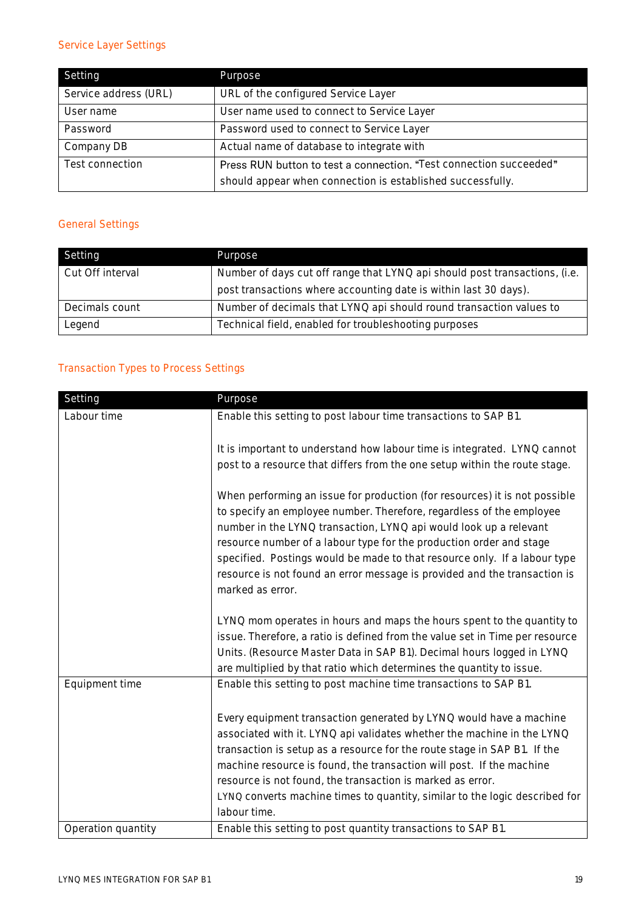### Service Layer Settings

| Setting | Purpose |
|---|---|
| Service address (URL) | URL of the configured Service Layer |
| User name | User name used to connect to Service Layer |
| Password | Password used to connect to Service Layer |
| Company DB | Actual name of database to integrate with |
| Test connection | Press RUN button to test a connection. "Test connection succeeded" should appear when connection is established successfully. |

### General Settings

| Setting | Purpose |
|---|---|
| Cut Off interval | Number of days cut off range that LYNQ api should post transactions, (i.e. post transactions where accounting date is within last 30 days). |
| Decimals count | Number of decimals that LYNQ api should round transaction values to |
| Legend | Technical field, enabled for troubleshooting purposes |

### Transaction Types to Process Settings

| Setting | Purpose |
|---|---|
| Labour time | Enable this setting to post labour time transactions to SAP B1.<br><br>It is important to understand how labour time is integrated. LYNQ cannot post to a resource that differs from the one setup within the route stage.<br><br>When performing an issue for production (for resources) it is not possible to specify an employee number. Therefore, regardless of the employee number in the LYNQ transaction, LYNQ api would look up a relevant resource number of a labour type for the production order and stage specified. Postings would be made to that resource only. If a labour type resource is not found an error message is provided and the transaction is marked as error.<br><br>LYNQ mom operates in hours and maps the hours spent to the quantity to issue. Therefore, a ratio is defined from the value set in Time per resource Units. (Resource Master Data in SAP B1). Decimal hours logged in LYNQ are multiplied by that ratio which determines the quantity to issue. |
| Equipment time | Enable this setting to post machine time transactions to SAP B1.<br><br>Every equipment transaction generated by LYNQ would have a machine associated with it. LYNQ api validates whether the machine in the LYNQ transaction is setup as a resource for the route stage in SAP B1. If the machine resource is found, the transaction will post. If the machine resource is not found, the transaction is marked as error.<br>LYNQ converts machine times to quantity, similar to the logic described for labour time. |
| Operation quantity | Enable this setting to post quantity transactions to SAP B1. |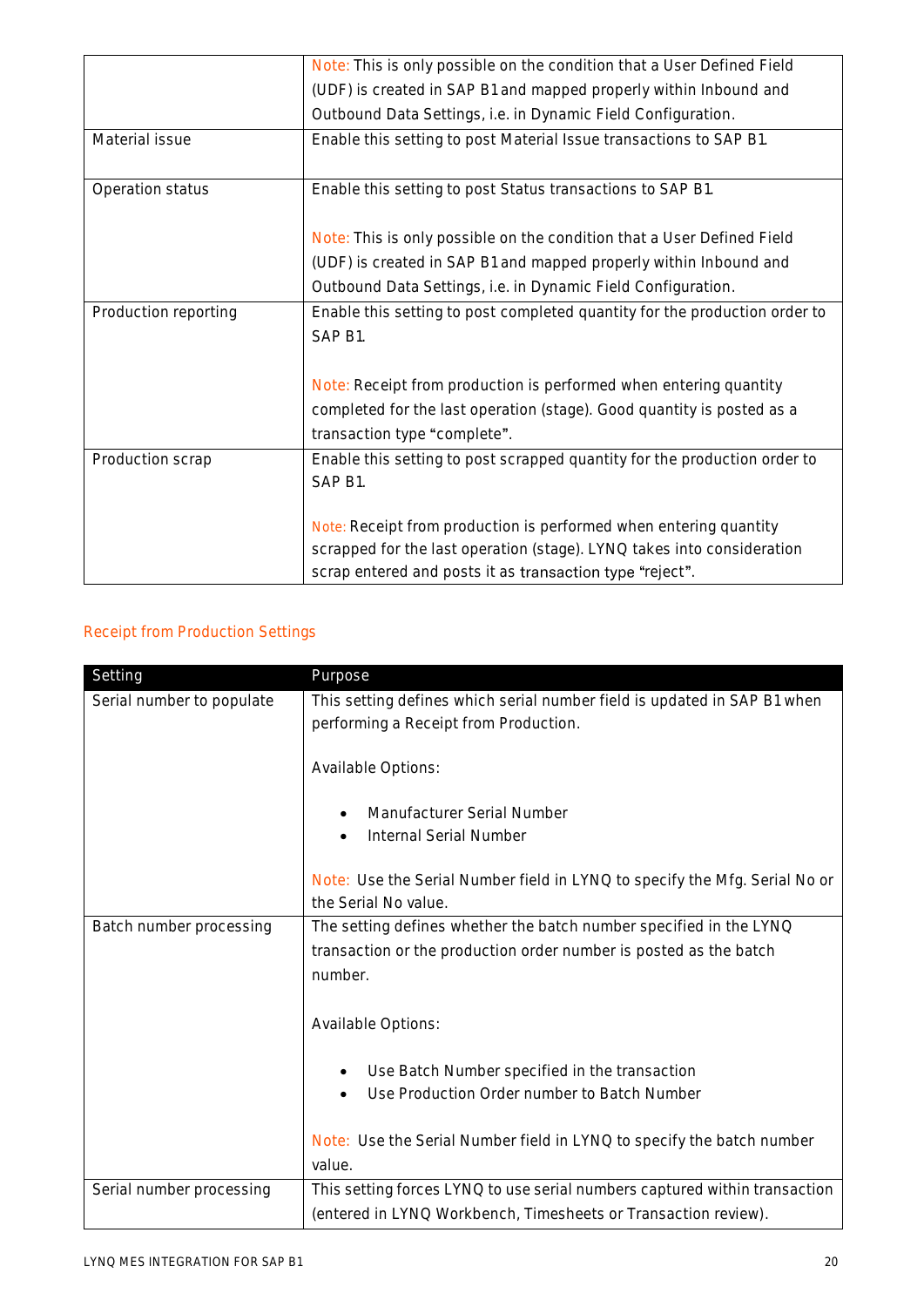| | |
|---|---|
| | Note: This is only possible on the condition that a User Defined Field (UDF) is created in SAP B1 and mapped properly within Inbound and Outbound Data Settings, i.e. in Dynamic Field Configuration. |
| Material issue | Enable this setting to post Material Issue transactions to SAP B1. |
| Operation status | Enable this setting to post Status transactions to SAP B1.<br><br>Note: This is only possible on the condition that a User Defined Field (UDF) is created in SAP B1 and mapped properly within Inbound and Outbound Data Settings, i.e. in Dynamic Field Configuration. |
| Production reporting | Enable this setting to post completed quantity for the production order to SAP B1.<br><br>Note: Receipt from production is performed when entering quantity completed for the last operation (stage). Good quantity is posted as a transaction type "complete". |
| Production scrap | Enable this setting to post scrapped quantity for the production order to SAP B1.<br><br>Note: Receipt from production is performed when entering quantity scrapped for the last operation (stage). LYNQ takes into consideration scrap entered and posts it as transaction type "reject". |

## Receipt from Production Settings

| Setting | Purpose |
|---|---|
| Serial number to populate | This setting defines which serial number field is updated in SAP B1 when performing a Receipt from Production.<br><br>Available Options:<br><br>• Manufacturer Serial Number<br>• Internal Serial Number<br><br>Note: Use the Serial Number field in LYNQ to specify the Mfg. Serial No or the Serial No value. |
| Batch number processing | The setting defines whether the batch number specified in the LYNQ transaction or the production order number is posted as the batch number.<br><br>Available Options:<br><br>• Use Batch Number specified in the transaction<br>• Use Production Order number to Batch Number<br><br>Note: Use the Serial Number field in LYNQ to specify the batch number value. |
| Serial number processing | This setting forces LYNQ to use serial numbers captured within transaction (entered in LYNQ Workbench, Timesheets or Transaction review). |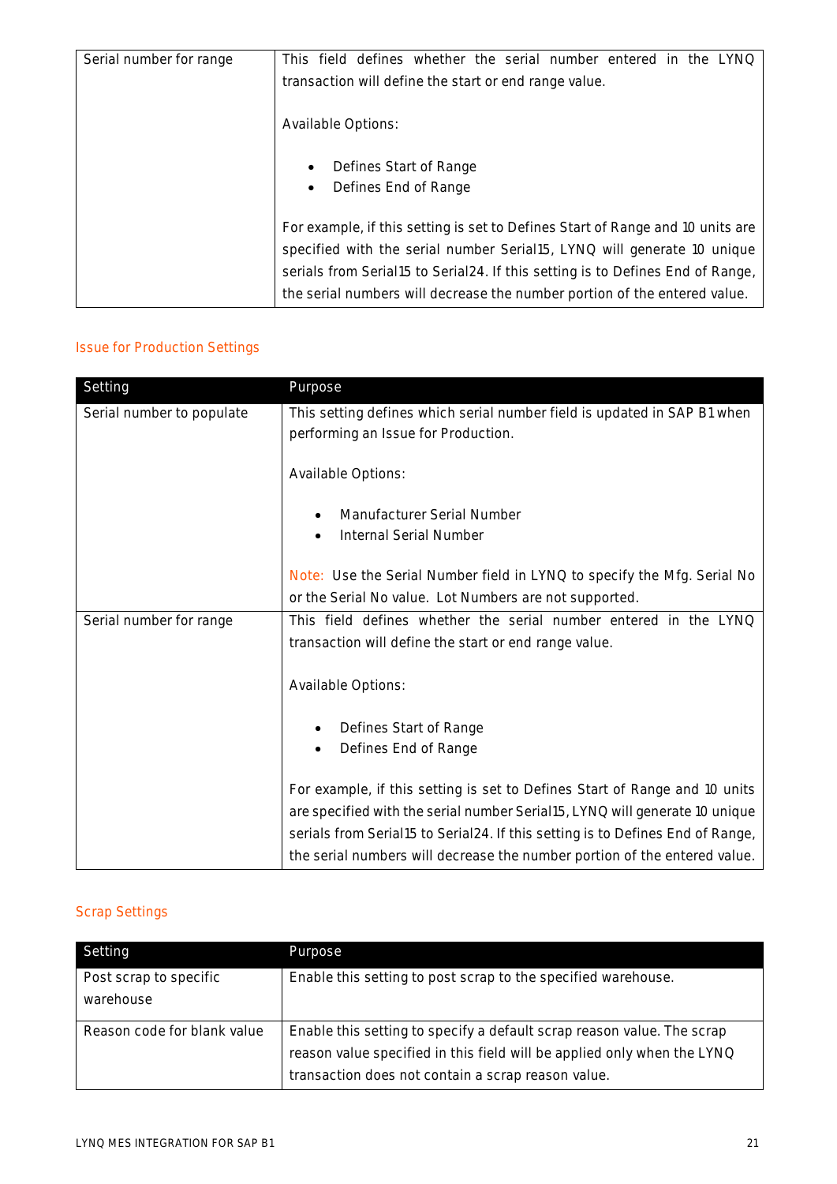| | |
|---|---|
| Serial number for range | This field defines whether the serial number entered in the LYNQ transaction will define the start or end range value.<br><br>Available Options:<br><br>• Defines Start of Range<br>• Defines End of Range<br><br>For example, if this setting is set to Defines Start of Range and 10 units are specified with the serial number Serial15, LYNQ will generate 10 unique serials from Serial15 to Serial24. If this setting is to Defines End of Range, the serial numbers will decrease the number portion of the entered value. |

### Issue for Production Settings

| Setting | Purpose |
|---|---|
| Serial number to populate | This setting defines which serial number field is updated in SAP B1 when performing an Issue for Production.<br><br>Available Options:<br><br>• Manufacturer Serial Number<br>• Internal Serial Number<br><br>Note: Use the Serial Number field in LYNQ to specify the Mfg. Serial No or the Serial No value. Lot Numbers are not supported. |
| Serial number for range | This field defines whether the serial number entered in the LYNQ transaction will define the start or end range value.<br><br>Available Options:<br><br>• Defines Start of Range<br>• Defines End of Range<br><br>For example, if this setting is set to Defines Start of Range and 10 units are specified with the serial number Serial15, LYNQ will generate 10 unique serials from Serial15 to Serial24. If this setting is to Defines End of Range, the serial numbers will decrease the number portion of the entered value. |

### Scrap Settings

| Setting | Purpose |
|---|---|
| Post scrap to specific warehouse | Enable this setting to post scrap to the specified warehouse. |
| Reason code for blank value | Enable this setting to specify a default scrap reason value. The scrap reason value specified in this field will be applied only when the LYNQ transaction does not contain a scrap reason value. |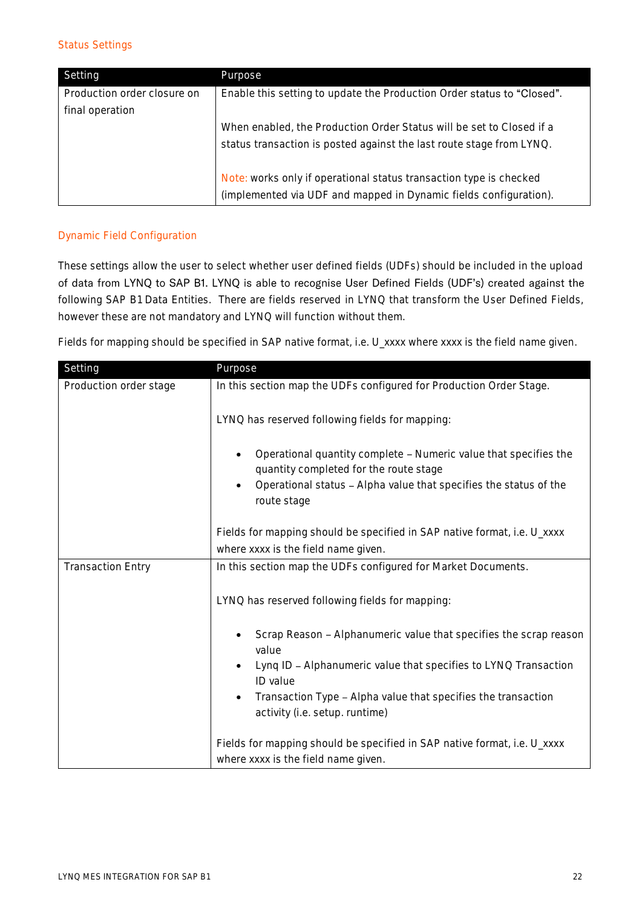### Status Settings

| Setting | Purpose |
|---|---|
| Production order closure on final operation | Enable this setting to update the Production Order status to "Closed".<br><br>When enabled, the Production Order Status will be set to Closed if a status transaction is posted against the last route stage from LYNQ.<br><br>Note: works only if operational status transaction type is checked (implemented via UDF and mapped in Dynamic fields configuration). |

### Dynamic Field Configuration

These settings allow the user to select whether user defined fields (UDFs) should be included in the upload of data from LYNQ to SAP B1. LYNQ is able to recognise User Defined Fields (UDF's) created against the following SAP B1 Data Entities. There are fields reserved in LYNQ that transform the User Defined Fields, however these are not mandatory and LYNQ will function without them.

Fields for mapping should be specified in SAP native format, i.e. U_xxxx where xxxx is the field name given.

| Setting | Purpose |
|---|---|
| Production order stage | In this section map the UDFs configured for Production Order Stage.<br><br>LYNQ has reserved following fields for mapping:<br><br>• Operational quantity complete – Numeric value that specifies the quantity completed for the route stage<br>• Operational status – Alpha value that specifies the status of the route stage<br><br>Fields for mapping should be specified in SAP native format, i.e. U_xxxx where xxxx is the field name given. |
| Transaction Entry | In this section map the UDFs configured for Market Documents.<br><br>LYNQ has reserved following fields for mapping:<br><br>• Scrap Reason – Alphanumeric value that specifies the scrap reason value<br>• Lynq ID – Alphanumeric value that specifies to LYNQ Transaction ID value<br>• Transaction Type – Alpha value that specifies the transaction activity (i.e. setup. runtime)<br><br>Fields for mapping should be specified in SAP native format, i.e. U_xxxx where xxxx is the field name given. |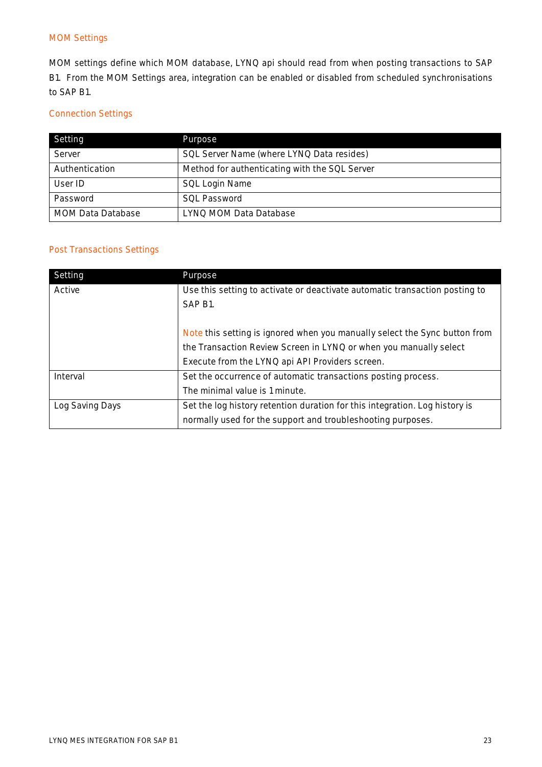## MOM Settings

MOM settings define which MOM database, LYNQ api should read from when posting transactions to SAP B1. From the MOM Settings area, integration can be enabled or disabled from scheduled synchronisations to SAP B1.

### Connection Settings

| Setting | Purpose |
|---|---|
| Server | SQL Server Name (where LYNQ Data resides) |
| Authentication | Method for authenticating with the SQL Server |
| User ID | SQL Login Name |
| Password | SQL Password |
| MOM Data Database | LYNQ MOM Data Database |

### Post Transactions Settings

| Setting | Purpose |
|---|---|
| Active | Use this setting to activate or deactivate automatic transaction posting to SAP B1.<br><br>Note this setting is ignored when you manually select the Sync button from the Transaction Review Screen in LYNQ or when you manually select Execute from the LYNQ api API Providers screen. |
| Interval | Set the occurrence of automatic transactions posting process.<br>The minimal value is 1 minute. |
| Log Saving Days | Set the log history retention duration for this integration. Log history is normally used for the support and troubleshooting purposes. |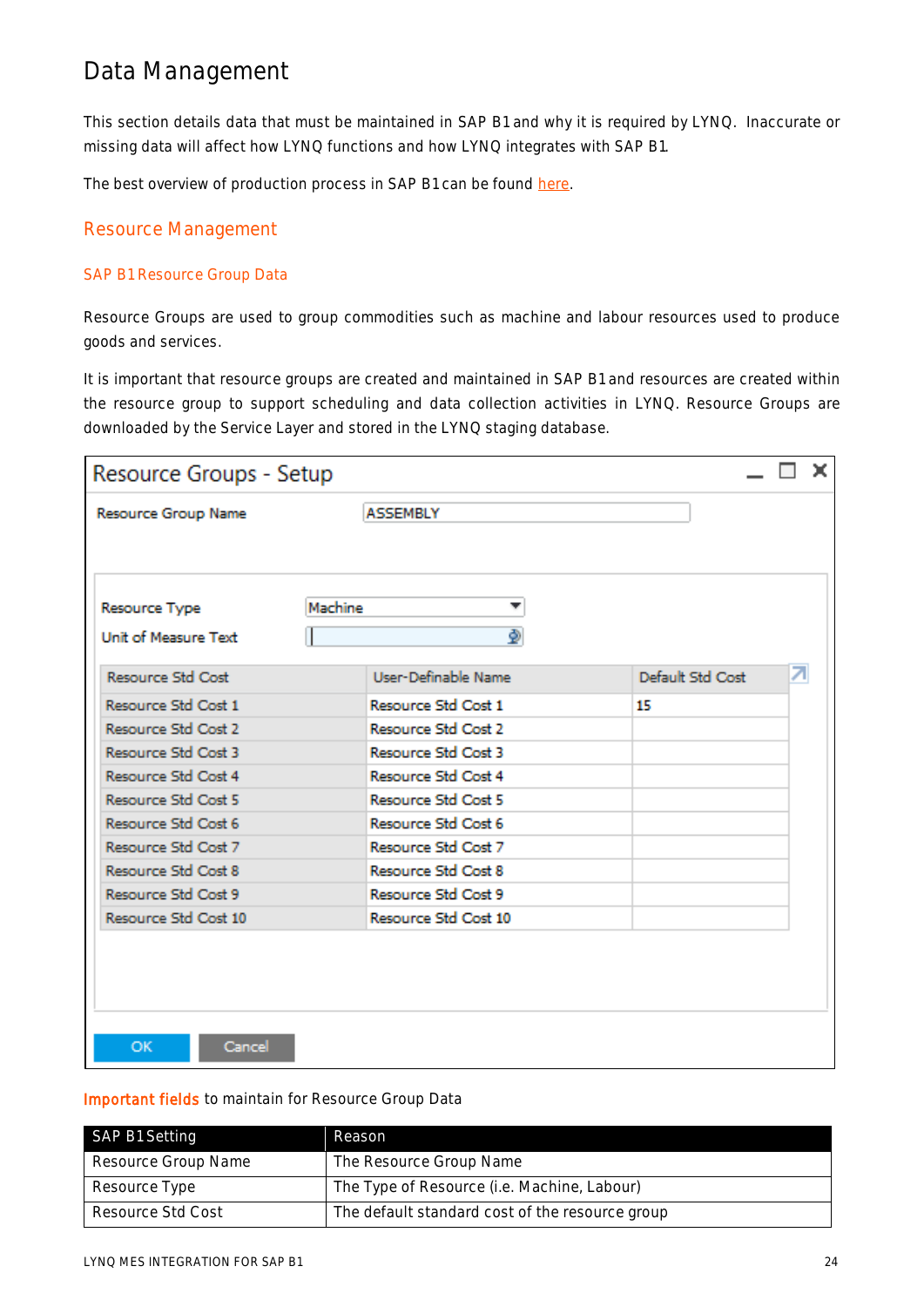# Data Management

This section details data that must be maintained in SAP B1 and why it is required by LYNQ. Inaccurate or missing data will affect how LYNQ functions and how LYNQ integrates with SAP B1.

The best overview of production process in SAP B1 can be found here.

## Resource Management

### SAP B1 Resource Group Data

Resource Groups are used to group commodities such as machine and labour resources used to produce goods and services.

It is important that resource groups are created and maintained in SAP B1 and resources are created within the resource group to support scheduling and data collection activities in LYNQ. Resource Groups are downloaded by the Service Layer and stored in the LYNQ staging database.

**Important fields** to maintain for Resource Group Data

| SAP B1 Setting | Reason |
| --- | --- |
| Resource Group Name | The Resource Group Name |
| Resource Type | The Type of Resource (i.e. Machine, Labour) |
| Resource Std Cost | The default standard cost of the resource group |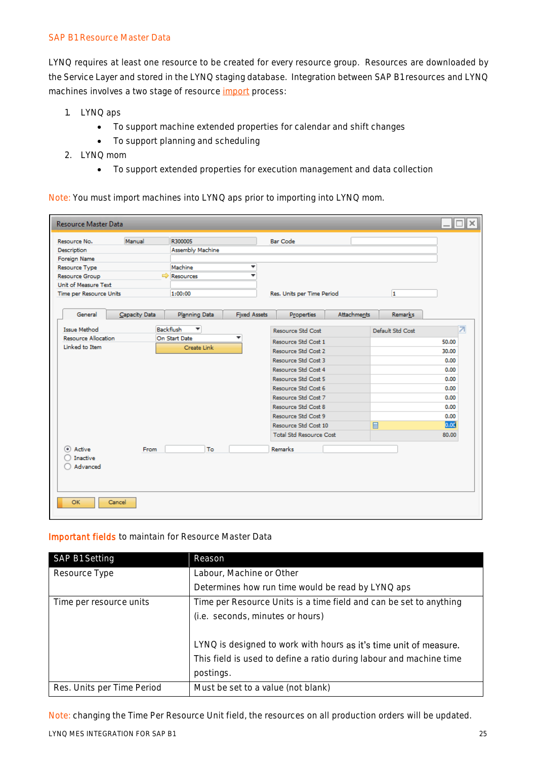## SAP B1 Resource Master Data

LYNQ requires at least one resource to be created for every resource group. Resources are downloaded by the Service Layer and stored in the LYNQ staging database. Integration between SAP B1 resources and LYNQ machines involves a two stage of resource import process:

1. LYNQ aps
   - To support machine extended properties for calendar and shift changes
   - To support planning and scheduling
2. LYNQ mom
   - To support extended properties for execution management and data collection

Note: You must import machines into LYNQ aps prior to importing into LYNQ mom.

**Important fields** to maintain for Resource Master Data

| SAP B1 Setting | Reason |
|---|---|
| Resource Type | Labour, Machine or Other<br>Determines how run time would be read by LYNQ aps |
| Time per resource units | Time per Resource Units is a time field and can be set to anything (i.e. seconds, minutes or hours)<br><br>LYNQ is designed to work with hours as it's time unit of measure. This field is used to define a ratio during labour and machine time postings. |
| Res. Units per Time Period | Must be set to a value (not blank) |

Note: changing the Time Per Resource Unit field, the resources on all production orders will be updated.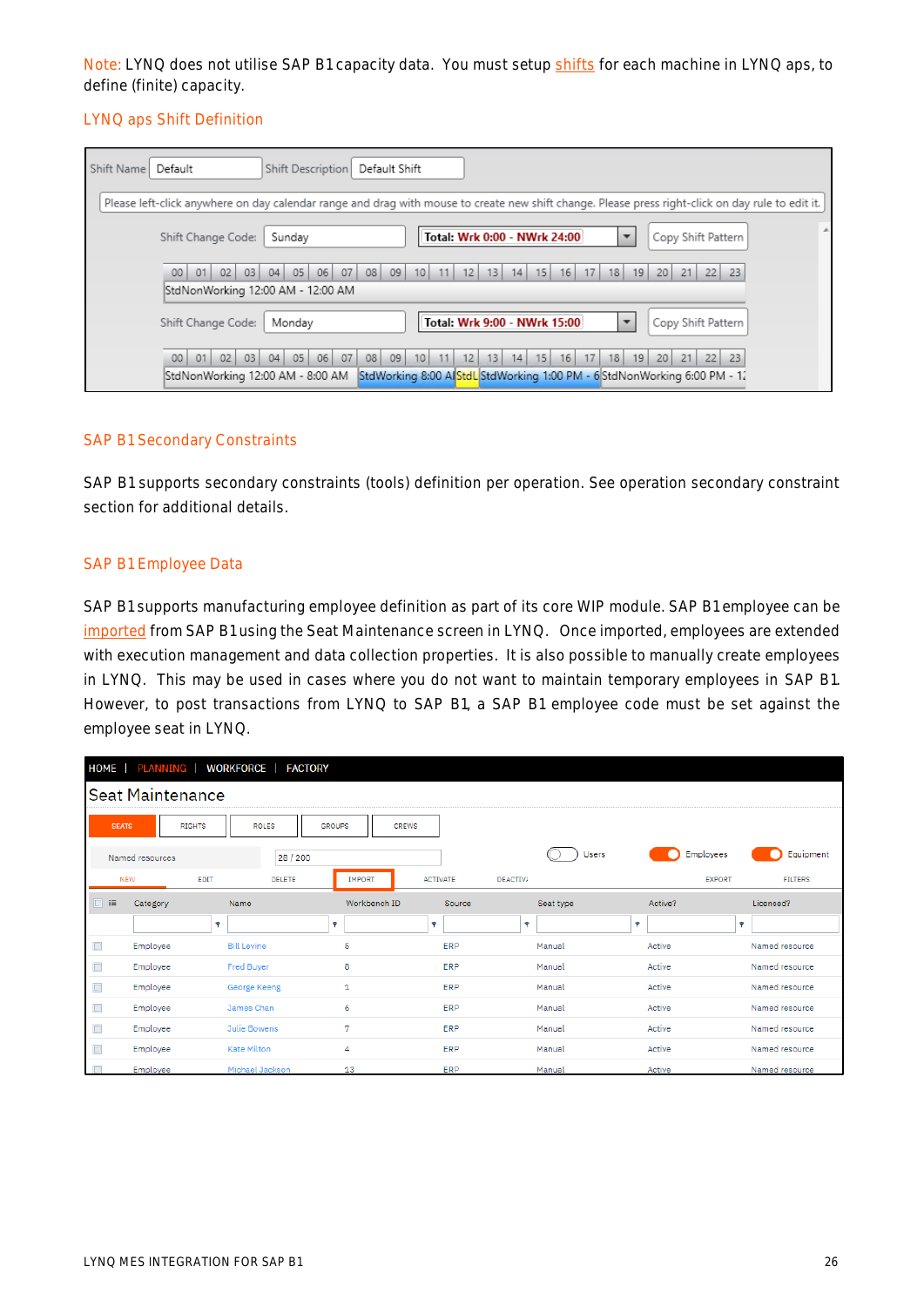Note: LYNQ does not utilise SAP B1 capacity data. You must setup shifts for each machine in LYNQ aps, to define (finite) capacity.

LYNQ aps Shift Definition

### SAP B1 Secondary Constraints

SAP B1 supports secondary constraints (tools) definition per operation. See operation secondary constraint section for additional details.

### SAP B1 Employee Data

SAP B1 supports manufacturing employee definition as part of its core WIP module. SAP B1 employee can be imported from SAP B1 using the Seat Maintenance screen in LYNQ. Once imported, employees are extended with execution management and data collection properties. It is also possible to manually create employees in LYNQ. This may be used in cases where you do not want to maintain temporary employees in SAP B1. However, to post transactions from LYNQ to SAP B1, a SAP B1 employee code must be set against the employee seat in LYNQ.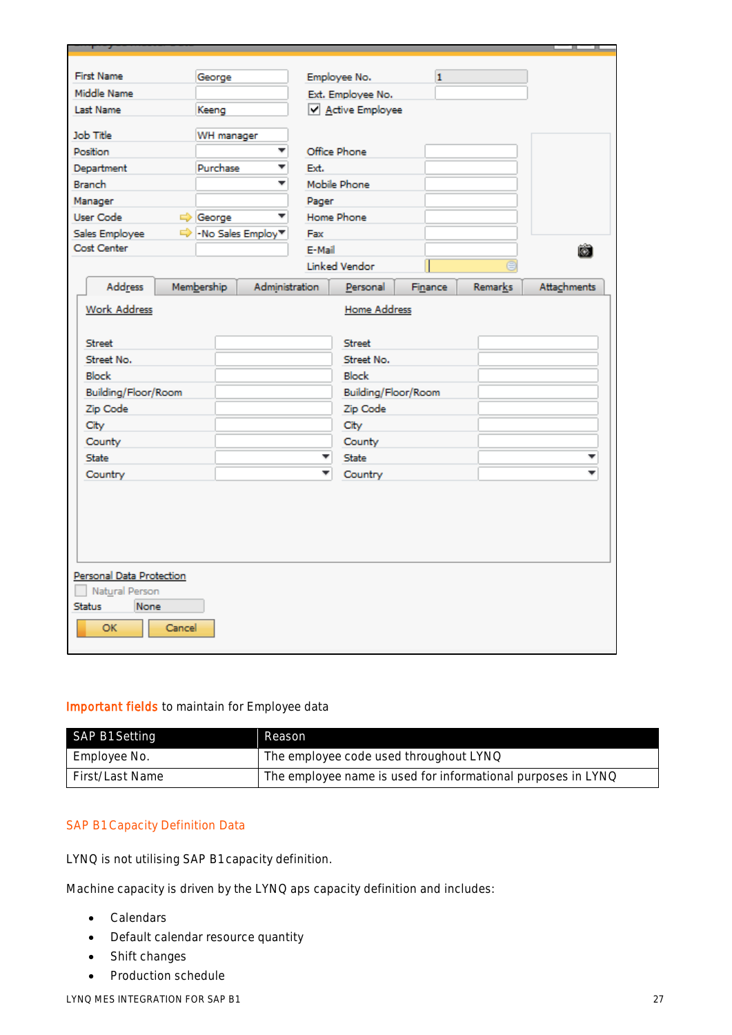**Important fields** to maintain for Employee data

| SAP B1 Setting | Reason |
|---|---|
| Employee No. | The employee code used throughout LYNQ |
| First/Last Name | The employee name is used for informational purposes in LYNQ |

## SAP B1 Capacity Definition Data

LYNQ is not utilising SAP B1 capacity definition.

Machine capacity is driven by the LYNQ aps capacity definition and includes:

- Calendars
- Default calendar resource quantity
- Shift changes
- Production schedule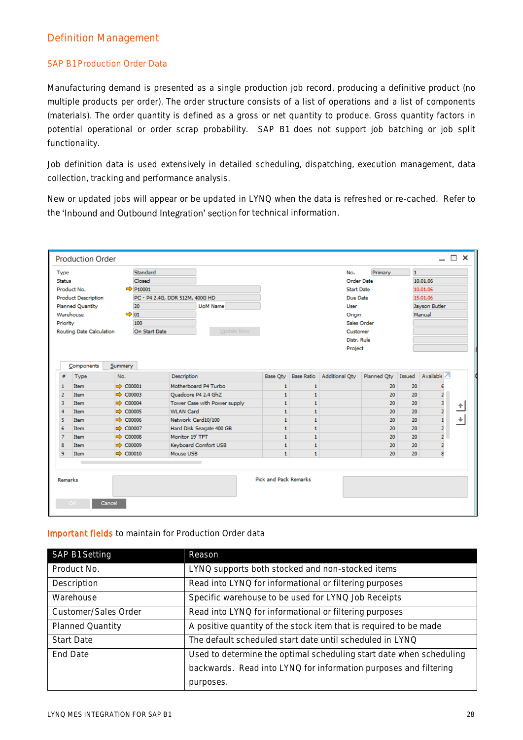## Definition Management

### SAP B1 Production Order Data

Manufacturing demand is presented as a single production job record, producing a definitive product (no multiple products per order). The order structure consists of a list of operations and a list of components (materials). The order quantity is defined as a gross or net quantity to produce. Gross quantity factors in potential operational or order scrap probability. SAP B1 does not support job batching or job split functionality.

Job definition data is used extensively in detailed scheduling, dispatching, execution management, data collection, tracking and performance analysis.

New or updated jobs will appear or be updated in LYNQ when the data is refreshed or re-cached. Refer to the 'Inbound and Outbound Integration' section for technical information.

**Important fields** to maintain for Production Order data

| SAP B1 Setting | Reason |
|---|---|
| Product No. | LYNQ supports both stocked and non-stocked items |
| Description | Read into LYNQ for informational or filtering purposes |
| Warehouse | Specific warehouse to be used for LYNQ Job Receipts |
| Customer/Sales Order | Read into LYNQ for informational or filtering purposes |
| Planned Quantity | A positive quantity of the stock item that is required to be made |
| Start Date | The default scheduled start date until scheduled in LYNQ |
| End Date | Used to determine the optimal scheduling start date when scheduling backwards. Read into LYNQ for information purposes and filtering purposes. |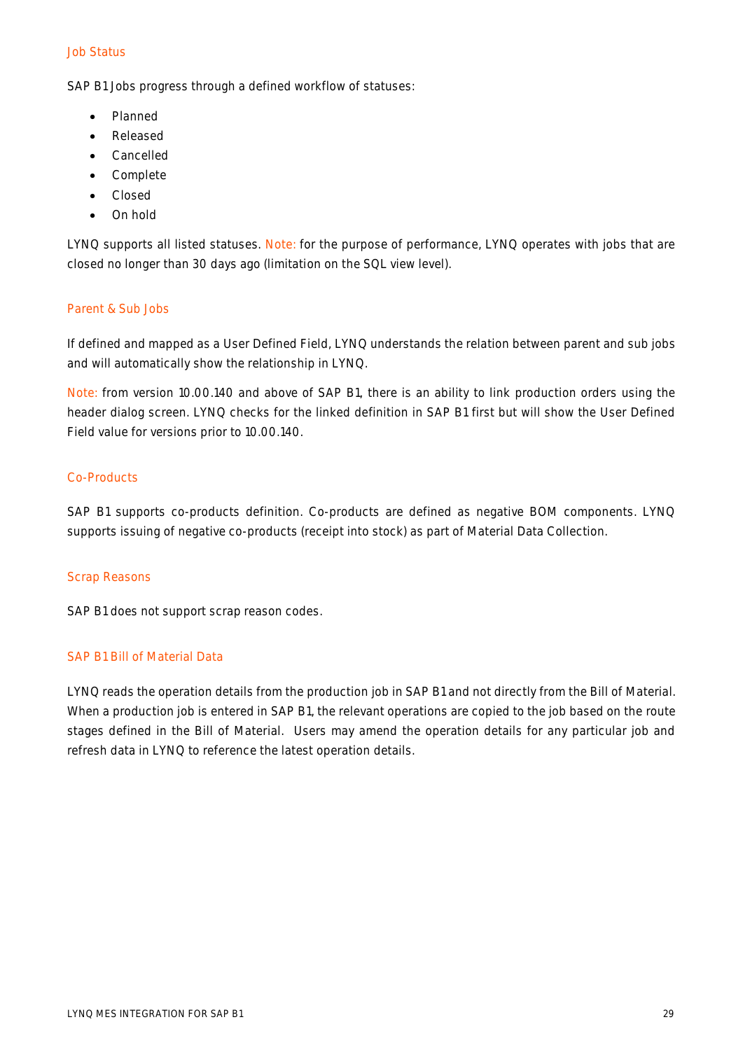### Job Status

SAP B1 Jobs progress through a defined workflow of statuses:

- Planned
- Released
- Cancelled
- Complete
- Closed
- On hold

LYNQ supports all listed statuses. Note: for the purpose of performance, LYNQ operates with jobs that are closed no longer than 30 days ago (limitation on the SQL view level).

### Parent & Sub Jobs

If defined and mapped as a User Defined Field, LYNQ understands the relation between parent and sub jobs and will automatically show the relationship in LYNQ.

Note: from version 10.00.140 and above of SAP B1, there is an ability to link production orders using the header dialog screen. LYNQ checks for the linked definition in SAP B1 first but will show the User Defined Field value for versions prior to 10.00.140.

### Co-Products

SAP B1 supports co-products definition. Co-products are defined as negative BOM components. LYNQ supports issuing of negative co-products (receipt into stock) as part of Material Data Collection.

### Scrap Reasons

SAP B1 does not support scrap reason codes.

### SAP B1 Bill of Material Data

LYNQ reads the operation details from the production job in SAP B1 and not directly from the Bill of Material. When a production job is entered in SAP B1, the relevant operations are copied to the job based on the route stages defined in the Bill of Material. Users may amend the operation details for any particular job and refresh data in LYNQ to reference the latest operation details.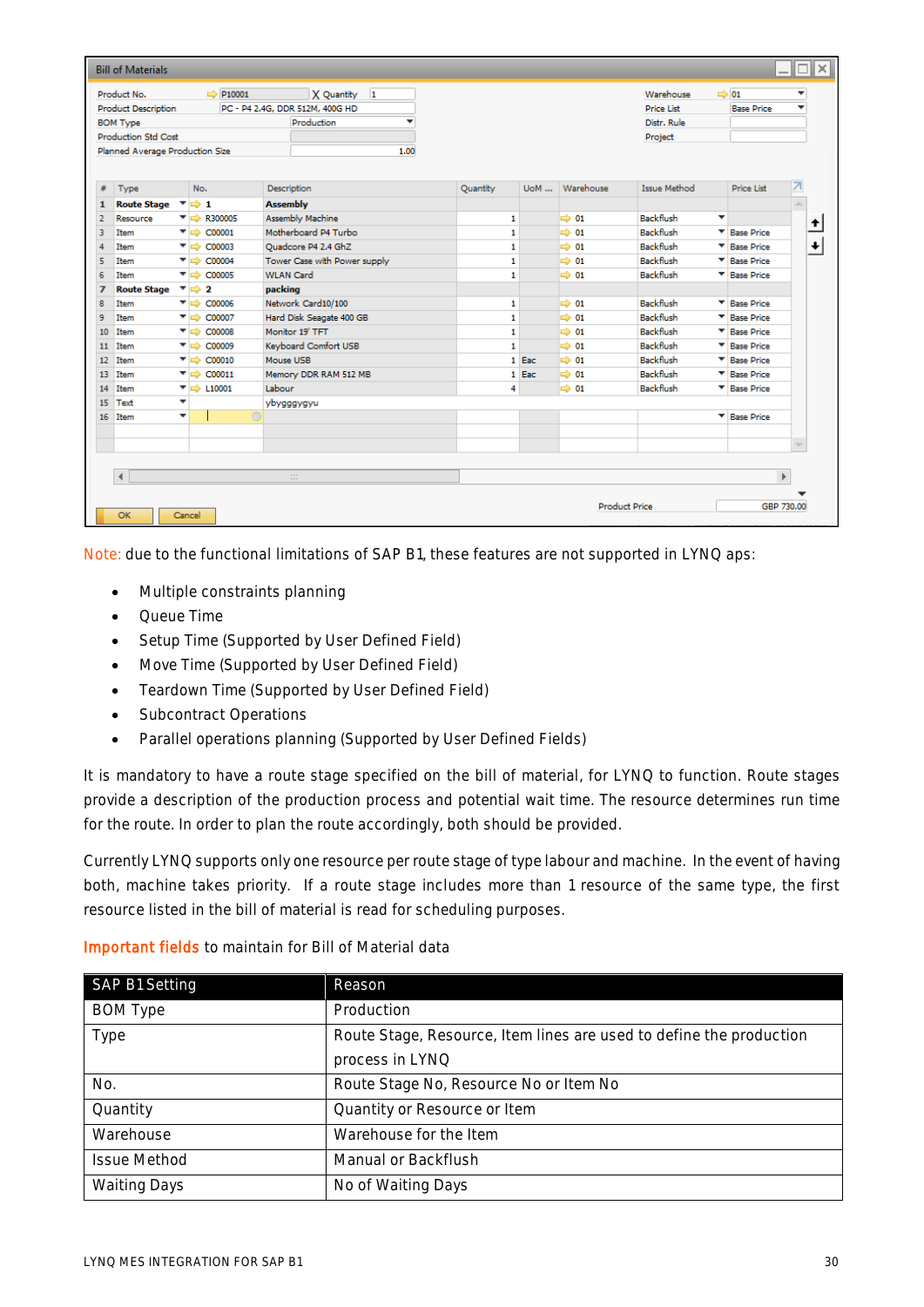Note: due to the functional limitations of SAP B1, these features are not supported in LYNQ aps:

- Multiple constraints planning
- Queue Time
- Setup Time (Supported by User Defined Field)
- Move Time (Supported by User Defined Field)
- Teardown Time (Supported by User Defined Field)
- Subcontract Operations
- Parallel operations planning (Supported by User Defined Fields)

It is mandatory to have a route stage specified on the bill of material, for LYNQ to function. Route stages provide a description of the production process and potential wait time. The resource determines run time for the route. In order to plan the route accordingly, both should be provided.

Currently LYNQ supports only one resource per route stage of type labour and machine. In the event of having both, machine takes priority. If a route stage includes more than 1 resource of the same type, the first resource listed in the bill of material is read for scheduling purposes.

**Important fields** to maintain for Bill of Material data

| SAP B1 Setting | Reason |
|---|---|
| BOM Type | Production |
| Type | Route Stage, Resource, Item lines are used to define the production process in LYNQ |
| No. | Route Stage No, Resource No or Item No |
| Quantity | Quantity or Resource or Item |
| Warehouse | Warehouse for the Item |
| Issue Method | Manual or Backflush |
| Waiting Days | No of Waiting Days |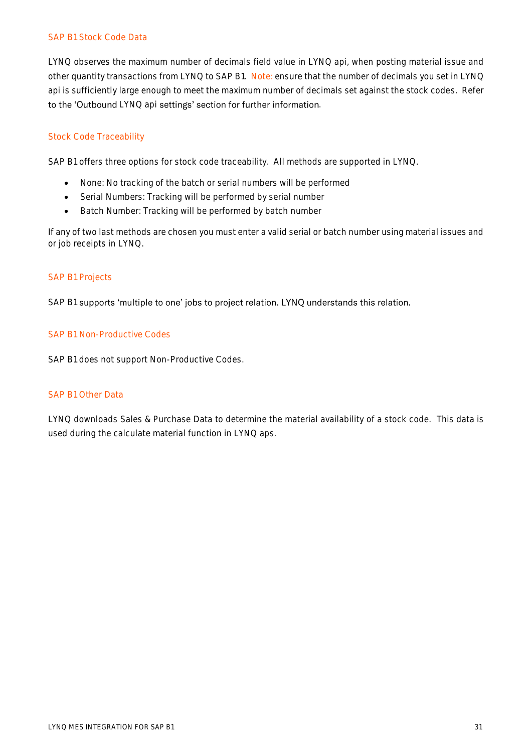### SAP B1 Stock Code Data

LYNQ observes the maximum number of decimals field value in LYNQ api, when posting material issue and other quantity transactions from LYNQ to SAP B1. Note: ensure that the number of decimals you set in LYNQ api is sufficiently large enough to meet the maximum number of decimals set against the stock codes. Refer to the 'Outbound LYNQ api settings' section for further information.

### Stock Code Traceability

SAP B1 offers three options for stock code traceability. All methods are supported in LYNQ.

- None: No tracking of the batch or serial numbers will be performed
- Serial Numbers: Tracking will be performed by serial number
- Batch Number: Tracking will be performed by batch number

If any of two last methods are chosen you must enter a valid serial or batch number using material issues and or job receipts in LYNQ.

### SAP B1 Projects

SAP B1 supports 'multiple to one' jobs to project relation. LYNQ understands this relation.

### SAP B1 Non-Productive Codes

SAP B1 does not support Non-Productive Codes.

### SAP B1 Other Data

LYNQ downloads Sales & Purchase Data to determine the material availability of a stock code. This data is used during the calculate material function in LYNQ aps.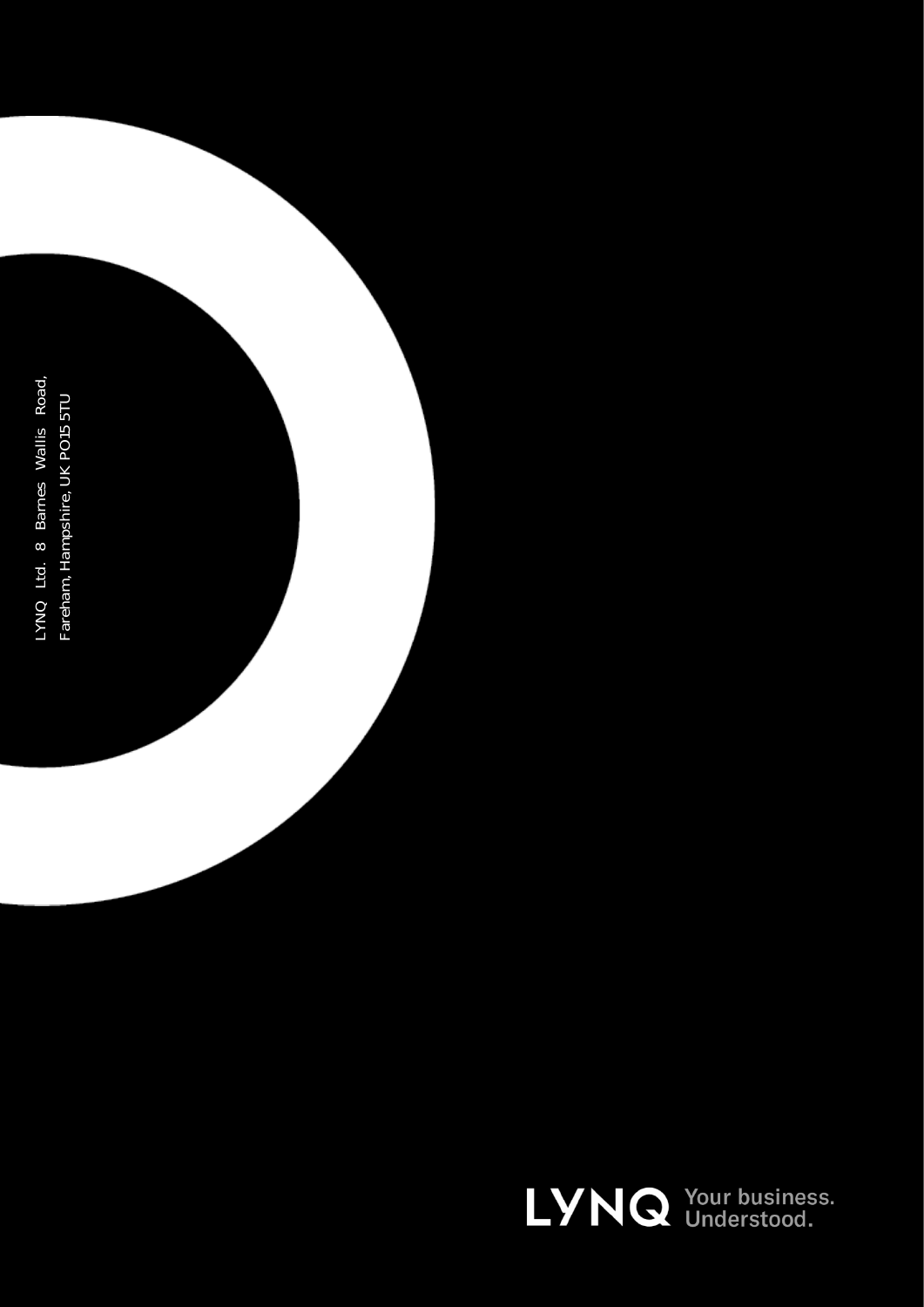LYNQ Ltd. 8 Barnes Wallis Road,
Fareham, Hampshire, UK PO15 5TU

LYNQ Your business.
Understood.